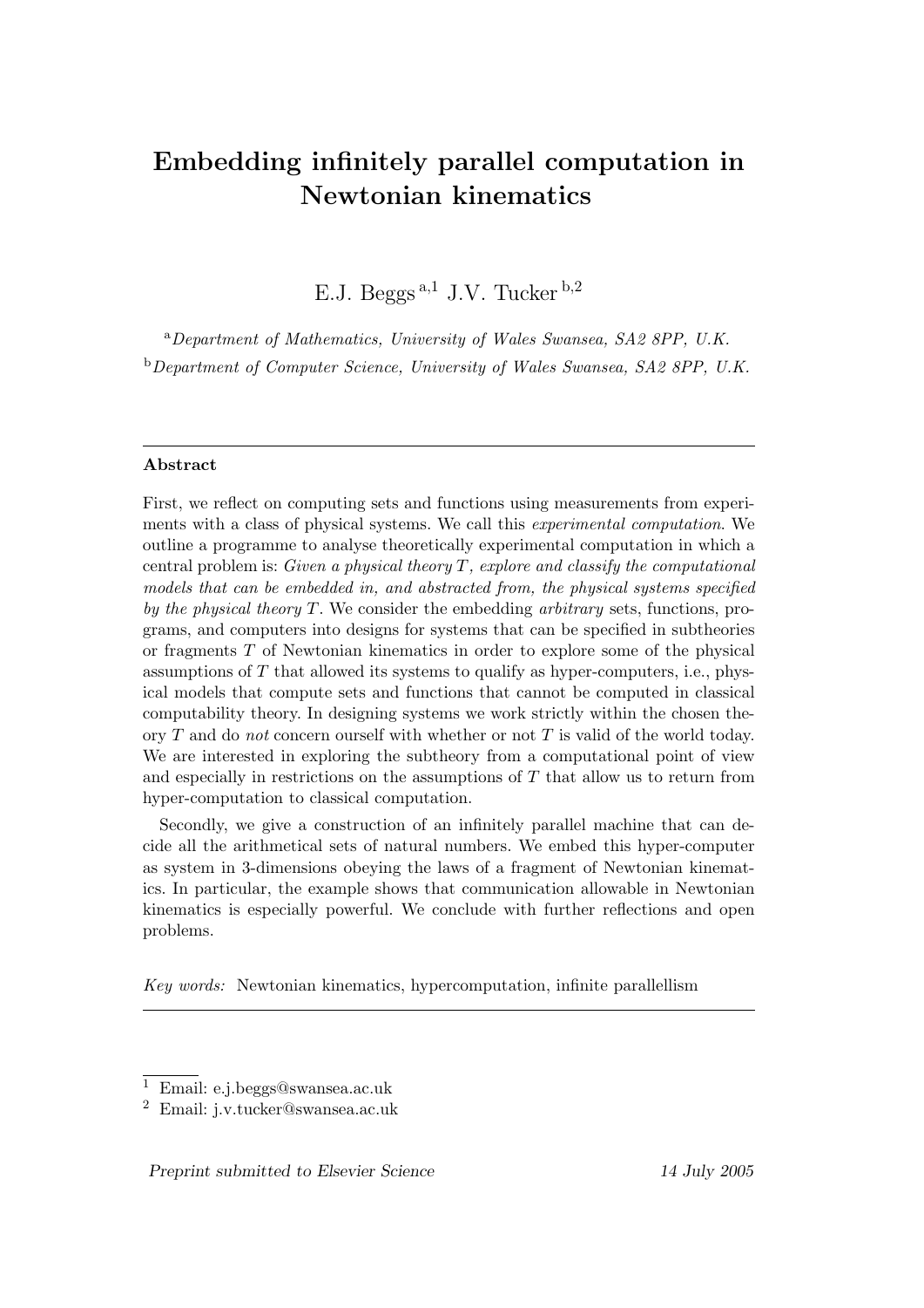# Embedding infinitely parallel computation in Newtonian kinematics

E.J. Beggs [a,1] J.V. Tucker [b,2]

[a] *Department of Mathematics, University of Wales Swansea, SA2 8PP, U.K.*

[b] *Department of Computer Science, University of Wales Swansea, SA2 8PP, U.K.*

---

**Abstract**

First, we reflect on computing sets and functions using measurements from experiments with a class of physical systems. We call this *experimental computation*. We outline a programme to analyse theoretically experimental computation in which a central problem is: *Given a physical theory T, explore and classify the computational models that can be embedded in, and abstracted from, the physical systems specified by the physical theory T.* We consider the embedding *arbitrary* sets, functions, programs, and computers into designs for systems that can be specified in subtheories or fragments $T$ of Newtonian kinematics in order to explore some of the physical assumptions of $T$ that allowed its systems to qualify as hyper-computers, i.e., physical models that compute sets and functions that cannot be computed in classical computability theory. In designing systems we work strictly within the chosen theory $T$ and do *not* concern ourself with whether or not $T$ is valid of the world today. We are interested in exploring the subtheory from a computational point of view and especially in restrictions on the assumptions of $T$ that allow us to return from hyper-computation to classical computation.

Secondly, we give a construction of an infinitely parallel machine that can decide all the arithmetical sets of natural numbers. We embed this hyper-computer as system in 3-dimensions obeying the laws of a fragment of Newtonian kinematics. In particular, the example shows that communication allowable in Newtonian kinematics is especially powerful. We conclude with further reflections and open problems.

*Key words:* Newtonian kinematics, hypercomputation, infinite parallellism

---

[1] Email: e.j.beggs@swansea.ac.uk

[2] Email: j.v.tucker@swansea.ac.uk

*Preprint submitted to Elsevier Science* 14 July 2005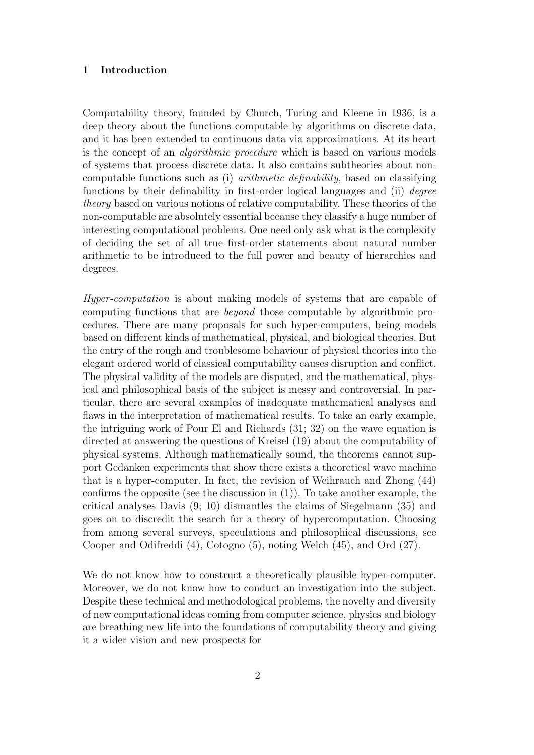## 1 Introduction

Computability theory, founded by Church, Turing and Kleene in 1936, is a deep theory about the functions computable by algorithms on discrete data, and it has been extended to continuous data via approximations. At its heart is the concept of an *algorithmic procedure* which is based on various models of systems that process discrete data. It also contains subtheories about non-computable functions such as (i) *arithmetic definability*, based on classifying functions by their definability in first-order logical languages and (ii) *degree theory* based on various notions of relative computability. These theories of the non-computable are absolutely essential because they classify a huge number of interesting computational problems. One need only ask what is the complexity of deciding the set of all true first-order statements about natural number arithmetic to be introduced to the full power and beauty of hierarchies and degrees.

*Hyper-computation* is about making models of systems that are capable of computing functions that are *beyond* those computable by algorithmic procedures. There are many proposals for such hyper-computers, being models based on different kinds of mathematical, physical, and biological theories. But the entry of the rough and troublesome behaviour of physical theories into the elegant ordered world of classical computability causes disruption and conflict. The physical validity of the models are disputed, and the mathematical, physical and philosophical basis of the subject is messy and controversial. In particular, there are several examples of inadequate mathematical analyses and flaws in the interpretation of mathematical results. To take an early example, the intriguing work of Pour El and Richards (31; 32) on the wave equation is directed at answering the questions of Kreisel (19) about the computability of physical systems. Although mathematically sound, the theorems cannot support Gedanken experiments that show there exists a theoretical wave machine that is a hyper-computer. In fact, the revision of Weihrauch and Zhong (44) confirms the opposite (see the discussion in (1)). To take another example, the critical analyses Davis (9; 10) dismantles the claims of Siegelmann (35) and goes on to discredit the search for a theory of hypercomputation. Choosing from among several surveys, speculations and philosophical discussions, see Cooper and Odifreddi (4), Cotogno (5), noting Welch (45), and Ord (27).

We do not know how to construct a theoretically plausible hyper-computer. Moreover, we do not know how to conduct an investigation into the subject. Despite these technical and methodological problems, the novelty and diversity of new computational ideas coming from computer science, physics and biology are breathing new life into the foundations of computability theory and giving it a wider vision and new prospects for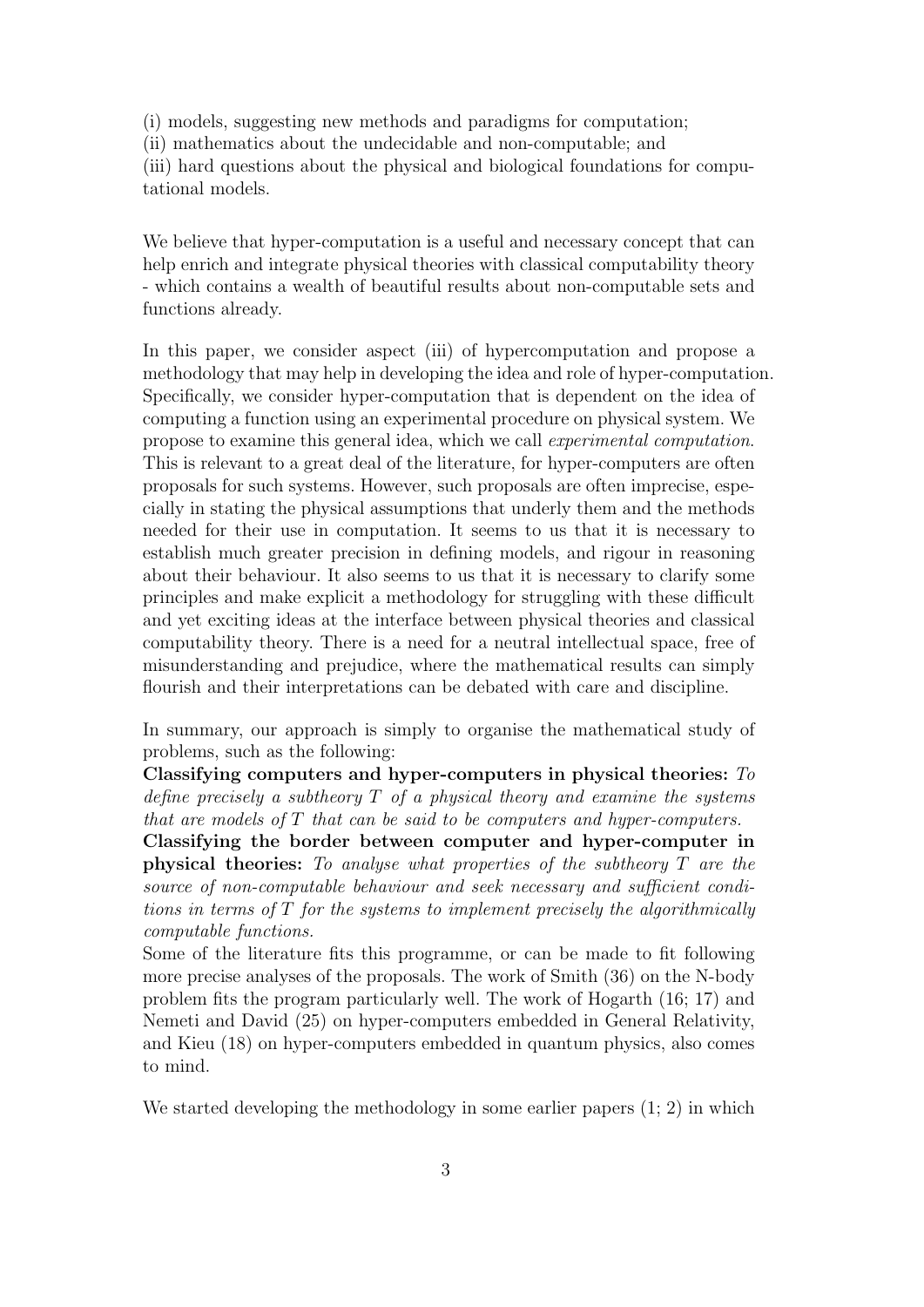(i) models, suggesting new methods and paradigms for computation;  
(ii) mathematics about the undecidable and non-computable; and  
(iii) hard questions about the physical and biological foundations for computational models.

We believe that hyper-computation is a useful and necessary concept that can help enrich and integrate physical theories with classical computability theory - which contains a wealth of beautiful results about non-computable sets and functions already.

In this paper, we consider aspect (iii) of hypercomputation and propose a methodology that may help in developing the idea and role of hyper-computation. Specifically, we consider hyper-computation that is dependent on the idea of computing a function using an experimental procedure on physical system. We propose to examine this general idea, which we call *experimental computation*. This is relevant to a great deal of the literature, for hyper-computers are often proposals for such systems. However, such proposals are often imprecise, especially in stating the physical assumptions that underly them and the methods needed for their use in computation. It seems to us that it is necessary to establish much greater precision in defining models, and rigour in reasoning about their behaviour. It also seems to us that it is necessary to clarify some principles and make explicit a methodology for struggling with these difficult and yet exciting ideas at the interface between physical theories and classical computability theory. There is a need for a neutral intellectual space, free of misunderstanding and prejudice, where the mathematical results can simply flourish and their interpretations can be debated with care and discipline.

In summary, our approach is simply to organise the mathematical study of problems, such as the following:  
**Classifying computers and hyper-computers in physical theories:** *To define precisely a subtheory $T$ of a physical theory and examine the systems that are models of $T$ that can be said to be computers and hyper-computers.*  
**Classifying the border between computer and hyper-computer in physical theories:** *To analyse what properties of the subtheory $T$ are the source of non-computable behaviour and seek necessary and sufficient conditions in terms of $T$ for the systems to implement precisely the algorithmically computable functions.*  
Some of the literature fits this programme, or can be made to fit following more precise analyses of the proposals. The work of Smith (36) on the N-body problem fits the program particularly well. The work of Hogarth (16; 17) and Nemeti and David (25) on hyper-computers embedded in General Relativity, and Kieu (18) on hyper-computers embedded in quantum physics, also comes to mind.

We started developing the methodology in some earlier papers (1; 2) in which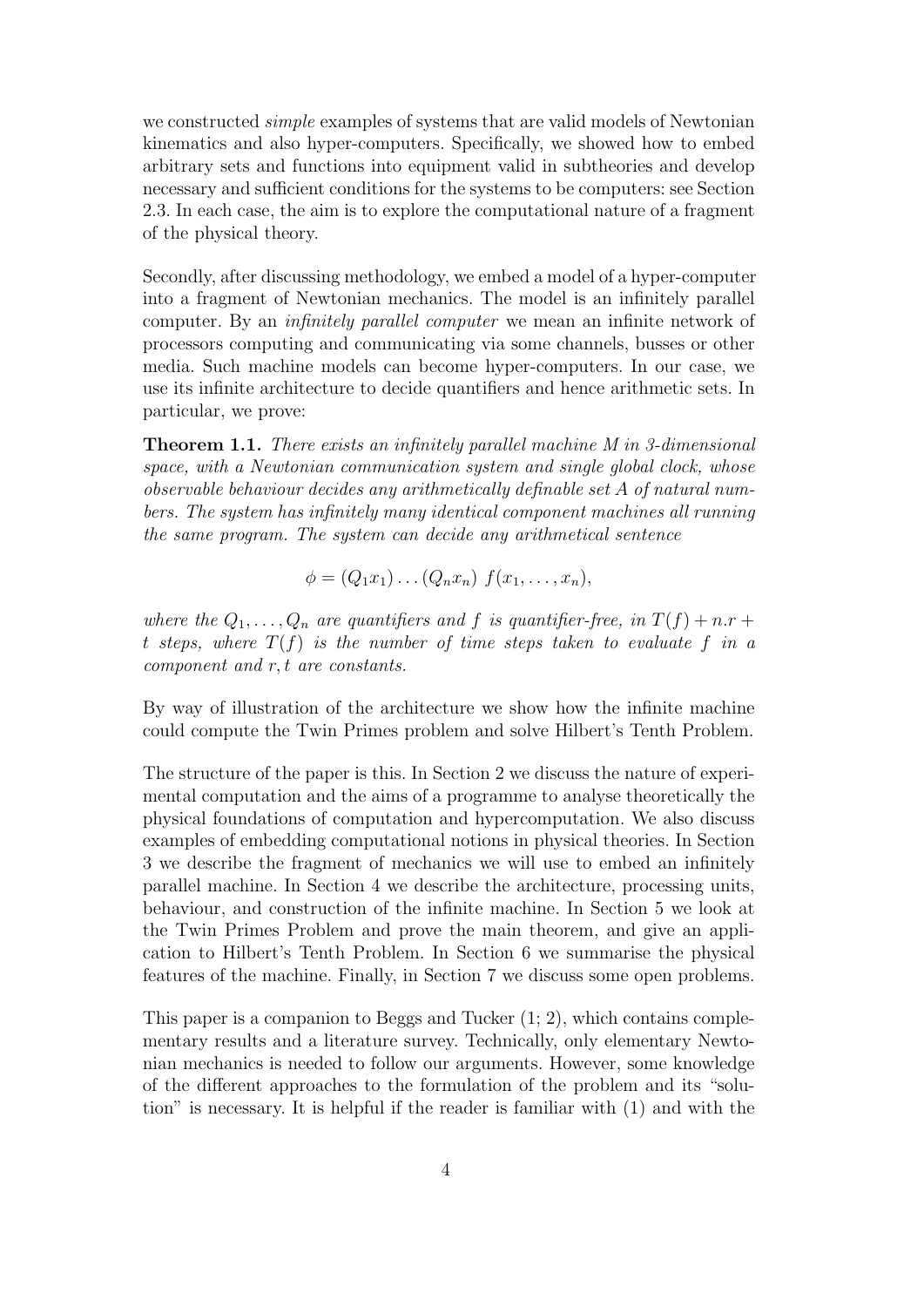we constructed *simple* examples of systems that are valid models of Newtonian kinematics and also hyper-computers. Specifically, we showed how to embed arbitrary sets and functions into equipment valid in subtheories and develop necessary and sufficient conditions for the systems to be computers: see Section 2.3. In each case, the aim is to explore the computational nature of a fragment of the physical theory.

Secondly, after discussing methodology, we embed a model of a hyper-computer into a fragment of Newtonian mechanics. The model is an infinitely parallel computer. By an *infinitely parallel computer* we mean an infinite network of processors computing and communicating via some channels, busses or other media. Such machine models can become hyper-computers. In our case, we use its infinite architecture to decide quantifiers and hence arithmetic sets. In particular, we prove:

**Theorem 1.1.** *There exists an infinitely parallel machine M in 3-dimensional space, with a Newtonian communication system and single global clock, whose observable behaviour decides any arithmetically definable set A of natural numbers. The system has infinitely many identical component machines all running the same program. The system can decide any arithmetical sentence*

$$\phi = (Q_1 x_1) \ldots (Q_n x_n)\ f(x_1, \ldots, x_n),$$

*where the $Q_1, \ldots, Q_n$ are quantifiers and $f$ is quantifier-free, in $T(f) + n.r + t$ steps, where $T(f)$ is the number of time steps taken to evaluate $f$ in a component and $r, t$ are constants.*

By way of illustration of the architecture we show how the infinite machine could compute the Twin Primes problem and solve Hilbert's Tenth Problem.

The structure of the paper is this. In Section 2 we discuss the nature of experimental computation and the aims of a programme to analyse theoretically the physical foundations of computation and hypercomputation. We also discuss examples of embedding computational notions in physical theories. In Section 3 we describe the fragment of mechanics we will use to embed an infinitely parallel machine. In Section 4 we describe the architecture, processing units, behaviour, and construction of the infinite machine. In Section 5 we look at the Twin Primes Problem and prove the main theorem, and give an application to Hilbert's Tenth Problem. In Section 6 we summarise the physical features of the machine. Finally, in Section 7 we discuss some open problems.

This paper is a companion to Beggs and Tucker (1; 2), which contains complementary results and a literature survey. Technically, only elementary Newtonian mechanics is needed to follow our arguments. However, some knowledge of the different approaches to the formulation of the problem and its "solution" is necessary. It is helpful if the reader is familiar with (1) and with the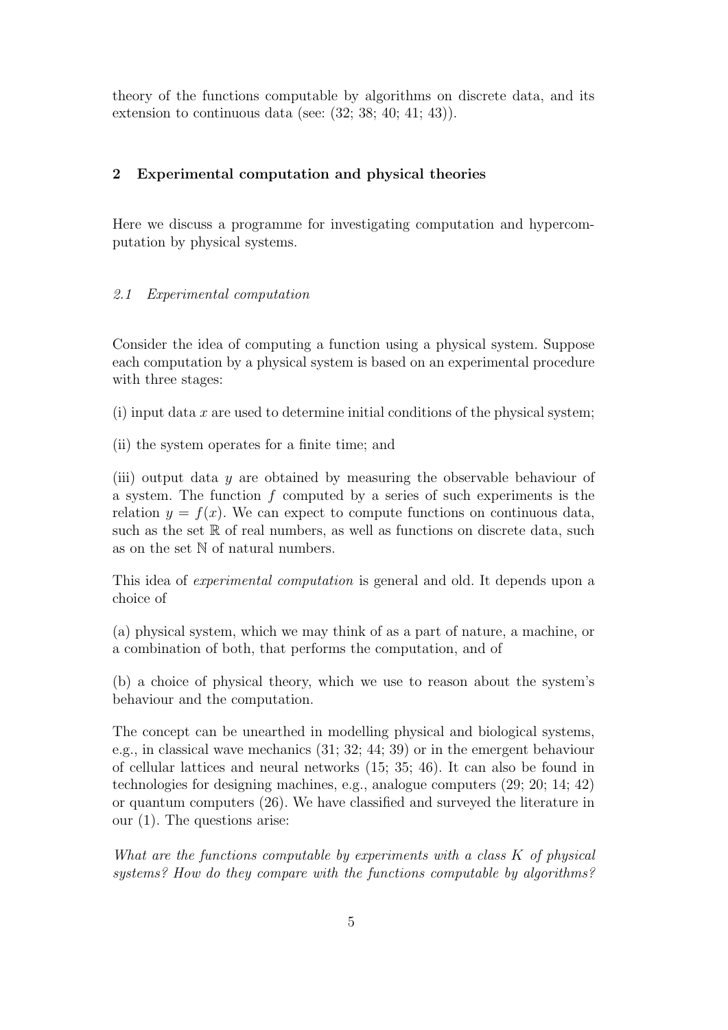theory of the functions computable by algorithms on discrete data, and its extension to continuous data (see: (32; 38; 40; 41; 43)).

## 2 Experimental computation and physical theories

Here we discuss a programme for investigating computation and hypercomputation by physical systems.

### 2.1 Experimental computation

Consider the idea of computing a function using a physical system. Suppose each computation by a physical system is based on an experimental procedure with three stages:

(i) input data $x$ are used to determine initial conditions of the physical system;

(ii) the system operates for a finite time; and

(iii) output data $y$ are obtained by measuring the observable behaviour of a system. The function $f$ computed by a series of such experiments is the relation $y = f(x)$. We can expect to compute functions on continuous data, such as the set $\mathbb{R}$ of real numbers, as well as functions on discrete data, such as on the set $\mathbb{N}$ of natural numbers.

This idea of *experimental computation* is general and old. It depends upon a choice of

(a) physical system, which we may think of as a part of nature, a machine, or a combination of both, that performs the computation, and of

(b) a choice of physical theory, which we use to reason about the system's behaviour and the computation.

The concept can be unearthed in modelling physical and biological systems, e.g., in classical wave mechanics (31; 32; 44; 39) or in the emergent behaviour of cellular lattices and neural networks (15; 35; 46). It can also be found in technologies for designing machines, e.g., analogue computers (29; 20; 14; 42) or quantum computers (26). We have classified and surveyed the literature in our (1). The questions arise:

*What are the functions computable by experiments with a class $K$ of physical systems? How do they compare with the functions computable by algorithms?*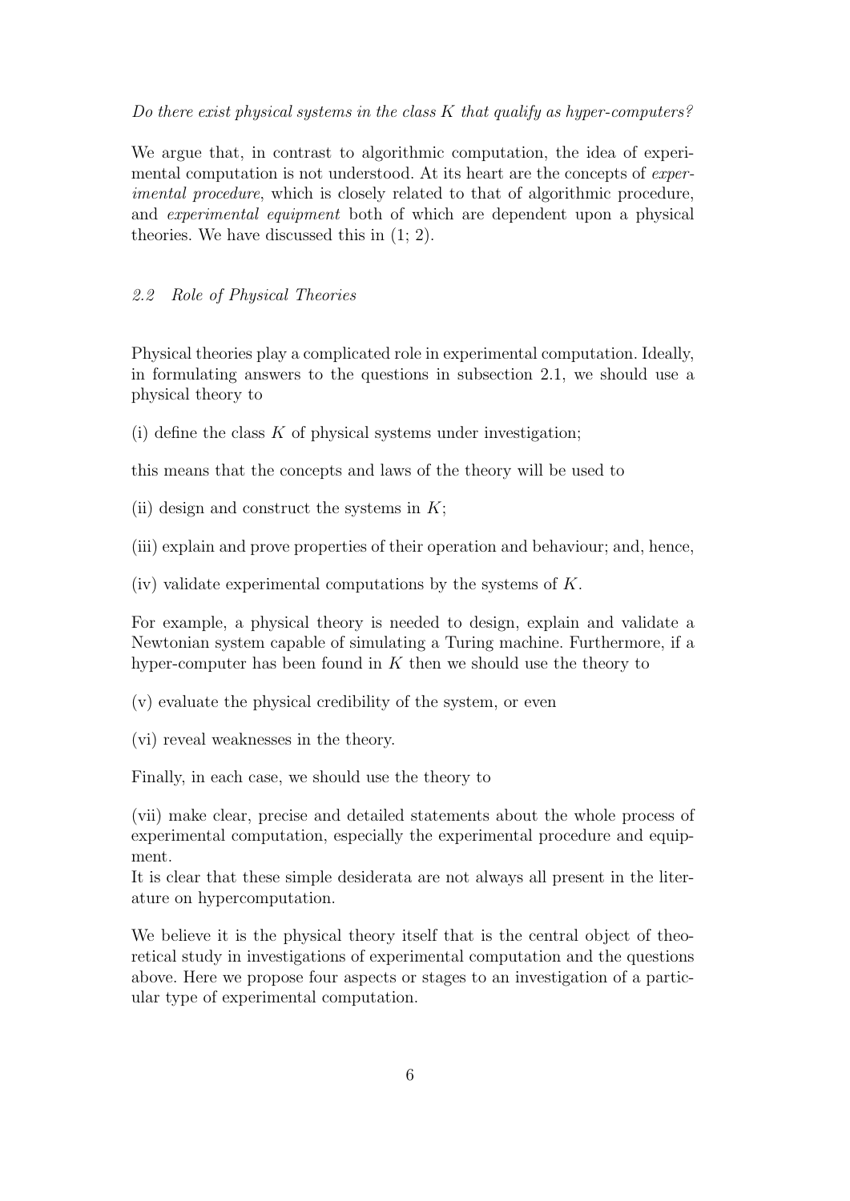*Do there exist physical systems in the class $K$ that qualify as hyper-computers?*

We argue that, in contrast to algorithmic computation, the idea of experimental computation is not understood. At its heart are the concepts of *experimental procedure*, which is closely related to that of algorithmic procedure, and *experimental equipment* both of which are dependent upon a physical theories. We have discussed this in (1; 2).

### *2.2 Role of Physical Theories*

Physical theories play a complicated role in experimental computation. Ideally, in formulating answers to the questions in subsection 2.1, we should use a physical theory to

(i) define the class $K$ of physical systems under investigation;

this means that the concepts and laws of the theory will be used to

(ii) design and construct the systems in $K$;

(iii) explain and prove properties of their operation and behaviour; and, hence,

(iv) validate experimental computations by the systems of $K$.

For example, a physical theory is needed to design, explain and validate a Newtonian system capable of simulating a Turing machine. Furthermore, if a hyper-computer has been found in $K$ then we should use the theory to

(v) evaluate the physical credibility of the system, or even

(vi) reveal weaknesses in the theory.

Finally, in each case, we should use the theory to

(vii) make clear, precise and detailed statements about the whole process of experimental computation, especially the experimental procedure and equipment.
It is clear that these simple desiderata are not always all present in the literature on hypercomputation.

We believe it is the physical theory itself that is the central object of theoretical study in investigations of experimental computation and the questions above. Here we propose four aspects or stages to an investigation of a particular type of experimental computation.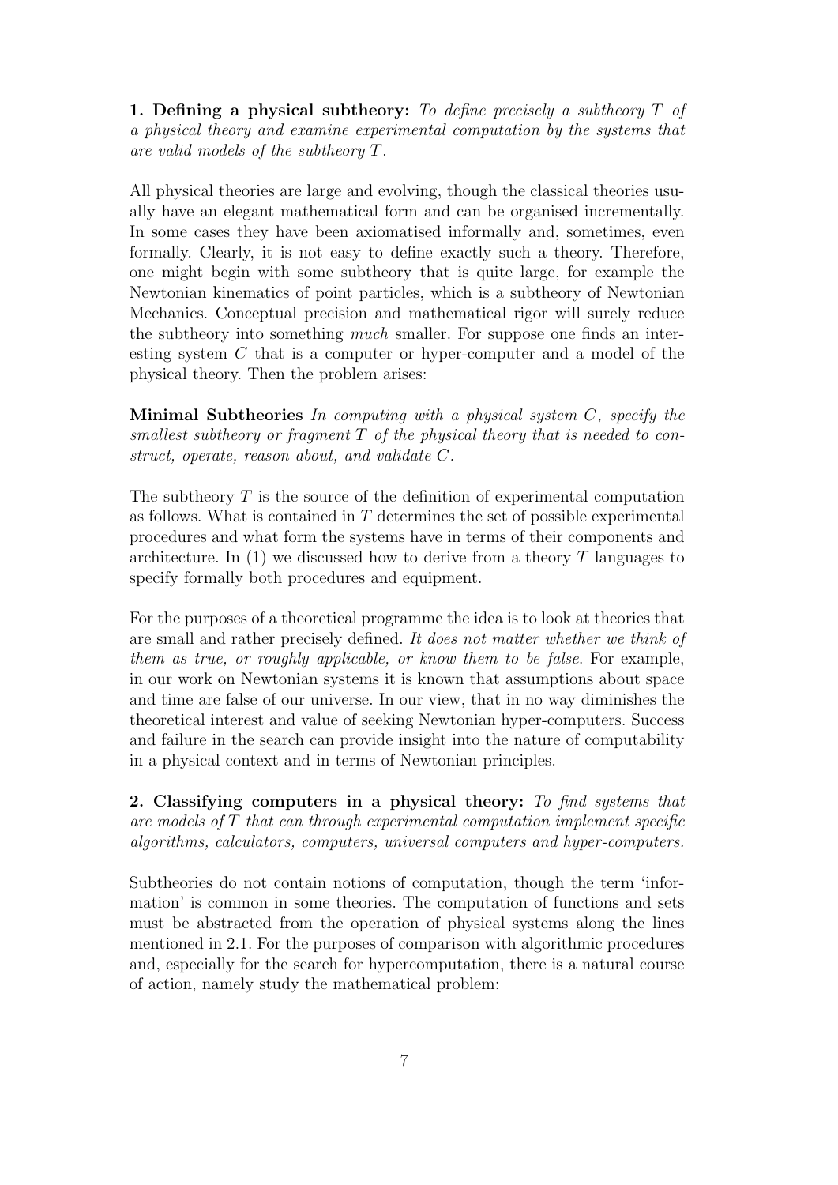**1. Defining a physical subtheory:** *To define precisely a subtheory $T$ of a physical theory and examine experimental computation by the systems that are valid models of the subtheory $T$.*

All physical theories are large and evolving, though the classical theories usually have an elegant mathematical form and can be organised incrementally. In some cases they have been axiomatised informally and, sometimes, even formally. Clearly, it is not easy to define exactly such a theory. Therefore, one might begin with some subtheory that is quite large, for example the Newtonian kinematics of point particles, which is a subtheory of Newtonian Mechanics. Conceptual precision and mathematical rigor will surely reduce the subtheory into something *much* smaller. For suppose one finds an interesting system $C$ that is a computer or hyper-computer and a model of the physical theory. Then the problem arises:

**Minimal Subtheories** *In computing with a physical system $C$, specify the smallest subtheory or fragment $T$ of the physical theory that is needed to construct, operate, reason about, and validate $C$.*

The subtheory $T$ is the source of the definition of experimental computation as follows. What is contained in $T$ determines the set of possible experimental procedures and what form the systems have in terms of their components and architecture. In (1) we discussed how to derive from a theory $T$ languages to specify formally both procedures and equipment.

For the purposes of a theoretical programme the idea is to look at theories that are small and rather precisely defined. *It does not matter whether we think of them as true, or roughly applicable, or know them to be false.* For example, in our work on Newtonian systems it is known that assumptions about space and time are false of our universe. In our view, that in no way diminishes the theoretical interest and value of seeking Newtonian hyper-computers. Success and failure in the search can provide insight into the nature of computability in a physical context and in terms of Newtonian principles.

**2. Classifying computers in a physical theory:** *To find systems that are models of $T$ that can through experimental computation implement specific algorithms, calculators, computers, universal computers and hyper-computers.*

Subtheories do not contain notions of computation, though the term 'information' is common in some theories. The computation of functions and sets must be abstracted from the operation of physical systems along the lines mentioned in 2.1. For the purposes of comparison with algorithmic procedures and, especially for the search for hypercomputation, there is a natural course of action, namely study the mathematical problem: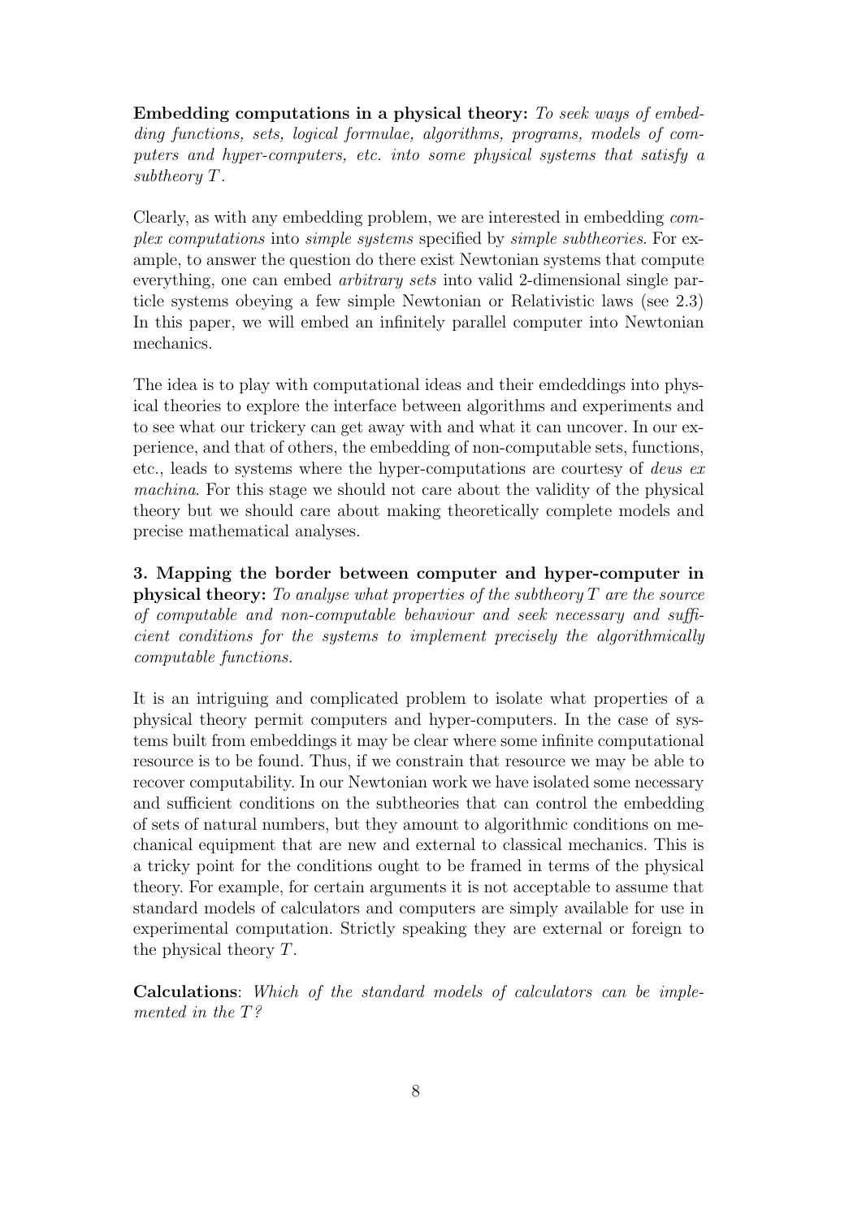**Embedding computations in a physical theory:** *To seek ways of embedding functions, sets, logical formulae, algorithms, programs, models of computers and hyper-computers, etc. into some physical systems that satisfy a subtheory $T$.*

Clearly, as with any embedding problem, we are interested in embedding *complex computations* into *simple systems* specified by *simple subtheories*. For example, to answer the question do there exist Newtonian systems that compute everything, one can embed *arbitrary sets* into valid 2-dimensional single particle systems obeying a few simple Newtonian or Relativistic laws (see 2.3) In this paper, we will embed an infinitely parallel computer into Newtonian mechanics.

The idea is to play with computational ideas and their emdeddings into physical theories to explore the interface between algorithms and experiments and to see what our trickery can get away with and what it can uncover. In our experience, and that of others, the embedding of non-computable sets, functions, etc., leads to systems where the hyper-computations are courtesy of *deus ex machina*. For this stage we should not care about the validity of the physical theory but we should care about making theoretically complete models and precise mathematical analyses.

**3. Mapping the border between computer and hyper-computer in physical theory:** *To analyse what properties of the subtheory $T$ are the source of computable and non-computable behaviour and seek necessary and sufficient conditions for the systems to implement precisely the algorithmically computable functions.*

It is an intriguing and complicated problem to isolate what properties of a physical theory permit computers and hyper-computers. In the case of systems built from embeddings it may be clear where some infinite computational resource is to be found. Thus, if we constrain that resource we may be able to recover computability. In our Newtonian work we have isolated some necessary and sufficient conditions on the subtheories that can control the embedding of sets of natural numbers, but they amount to algorithmic conditions on mechanical equipment that are new and external to classical mechanics. This is a tricky point for the conditions ought to be framed in terms of the physical theory. For example, for certain arguments it is not acceptable to assume that standard models of calculators and computers are simply available for use in experimental computation. Strictly speaking they are external or foreign to the physical theory $T$.

**Calculations**: *Which of the standard models of calculators can be implemented in the $T$?*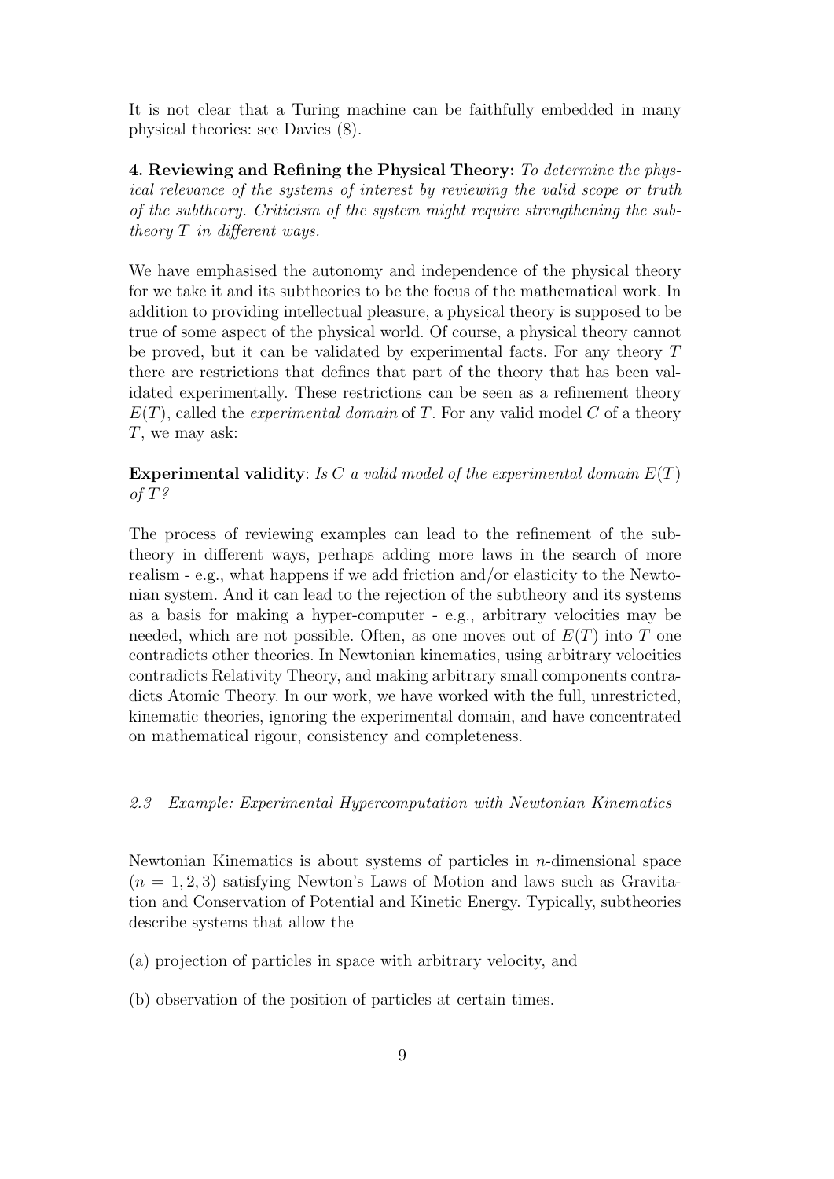It is not clear that a Turing machine can be faithfully embedded in many physical theories: see Davies (8).

**4. Reviewing and Refining the Physical Theory:** *To determine the physical relevance of the systems of interest by reviewing the valid scope or truth of the subtheory. Criticism of the system might require strengthening the subtheory $T$ in different ways.*

We have emphasised the autonomy and independence of the physical theory for we take it and its subtheories to be the focus of the mathematical work. In addition to providing intellectual pleasure, a physical theory is supposed to be true of some aspect of the physical world. Of course, a physical theory cannot be proved, but it can be validated by experimental facts. For any theory $T$ there are restrictions that defines that part of the theory that has been validated experimentally. These restrictions can be seen as a refinement theory $E(T)$, called the *experimental domain* of $T$. For any valid model $C$ of a theory $T$, we may ask:

**Experimental validity**: *Is $C$ a valid model of the experimental domain $E(T)$ of $T$?*

The process of reviewing examples can lead to the refinement of the subtheory in different ways, perhaps adding more laws in the search of more realism - e.g., what happens if we add friction and/or elasticity to the Newtonian system. And it can lead to the rejection of the subtheory and its systems as a basis for making a hyper-computer - e.g., arbitrary velocities may be needed, which are not possible. Often, as one moves out of $E(T)$ into $T$ one contradicts other theories. In Newtonian kinematics, using arbitrary velocities contradicts Relativity Theory, and making arbitrary small components contradicts Atomic Theory. In our work, we have worked with the full, unrestricted, kinematic theories, ignoring the experimental domain, and have concentrated on mathematical rigour, consistency and completeness.

### *2.3 Example: Experimental Hypercomputation with Newtonian Kinematics*

Newtonian Kinematics is about systems of particles in $n$-dimensional space ($n = 1, 2, 3$) satisfying Newton's Laws of Motion and laws such as Gravitation and Conservation of Potential and Kinetic Energy. Typically, subtheories describe systems that allow the

(a) projection of particles in space with arbitrary velocity, and

(b) observation of the position of particles at certain times.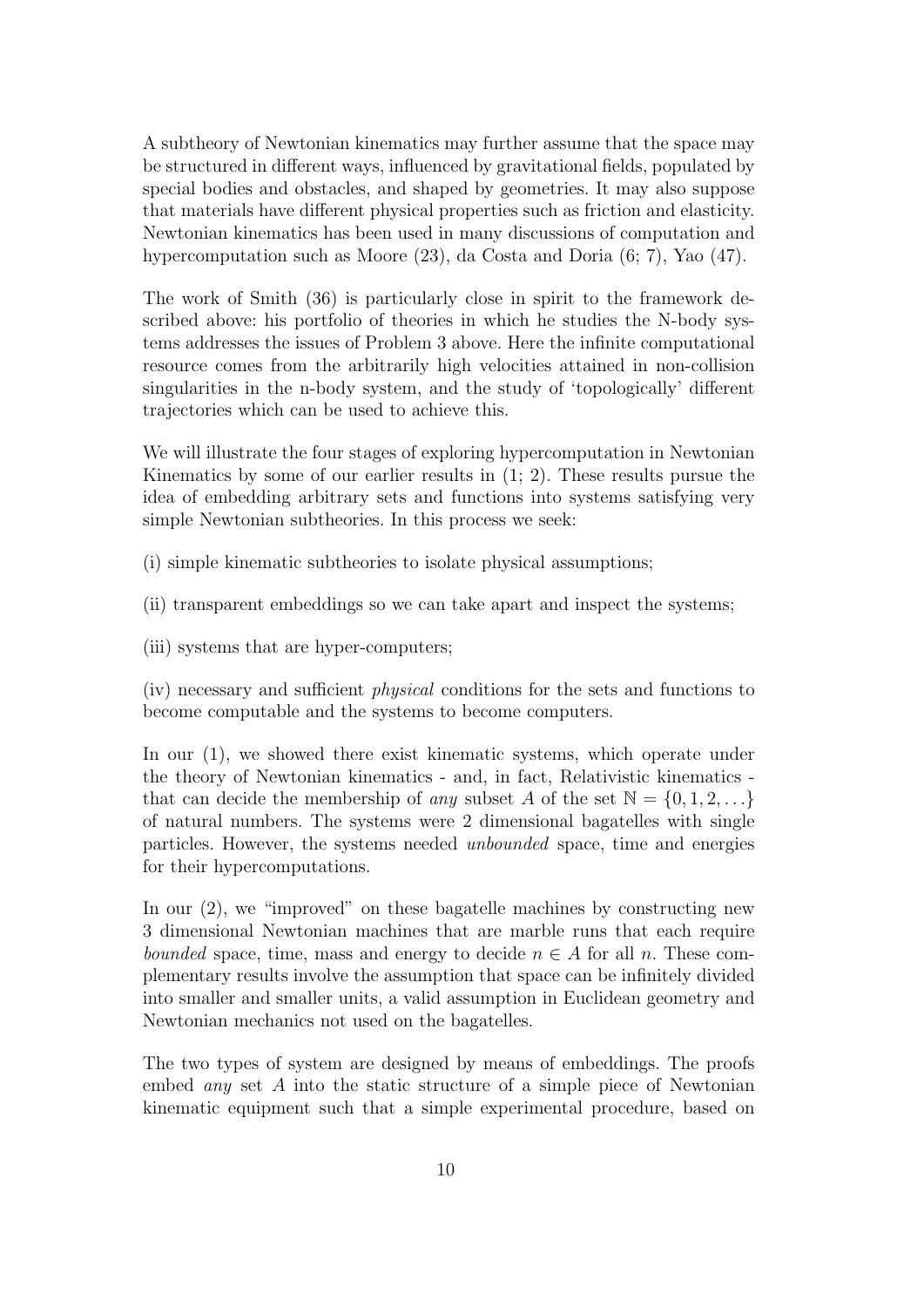A subtheory of Newtonian kinematics may further assume that the space may be structured in different ways, influenced by gravitational fields, populated by special bodies and obstacles, and shaped by geometries. It may also suppose that materials have different physical properties such as friction and elasticity. Newtonian kinematics has been used in many discussions of computation and hypercomputation such as Moore (23), da Costa and Doria (6; 7), Yao (47).

The work of Smith (36) is particularly close in spirit to the framework described above: his portfolio of theories in which he studies the N-body systems addresses the issues of Problem 3 above. Here the infinite computational resource comes from the arbitrarily high velocities attained in non-collision singularities in the n-body system, and the study of 'topologically' different trajectories which can be used to achieve this.

We will illustrate the four stages of exploring hypercomputation in Newtonian Kinematics by some of our earlier results in (1; 2). These results pursue the idea of embedding arbitrary sets and functions into systems satisfying very simple Newtonian subtheories. In this process we seek:

(i) simple kinematic subtheories to isolate physical assumptions;

(ii) transparent embeddings so we can take apart and inspect the systems;

(iii) systems that are hyper-computers;

(iv) necessary and sufficient *physical* conditions for the sets and functions to become computable and the systems to become computers.

In our (1), we showed there exist kinematic systems, which operate under the theory of Newtonian kinematics - and, in fact, Relativistic kinematics - that can decide the membership of *any* subset $A$ of the set $\mathbb{N} = \{0, 1, 2, \ldots\}$ of natural numbers. The systems were 2 dimensional bagatelles with single particles. However, the systems needed *unbounded* space, time and energies for their hypercomputations.

In our (2), we "improved" on these bagatelle machines by constructing new 3 dimensional Newtonian machines that are marble runs that each require *bounded* space, time, mass and energy to decide $n \in A$ for all $n$. These complementary results involve the assumption that space can be infinitely divided into smaller and smaller units, a valid assumption in Euclidean geometry and Newtonian mechanics not used on the bagatelles.

The two types of system are designed by means of embeddings. The proofs embed *any* set $A$ into the static structure of a simple piece of Newtonian kinematic equipment such that a simple experimental procedure, based on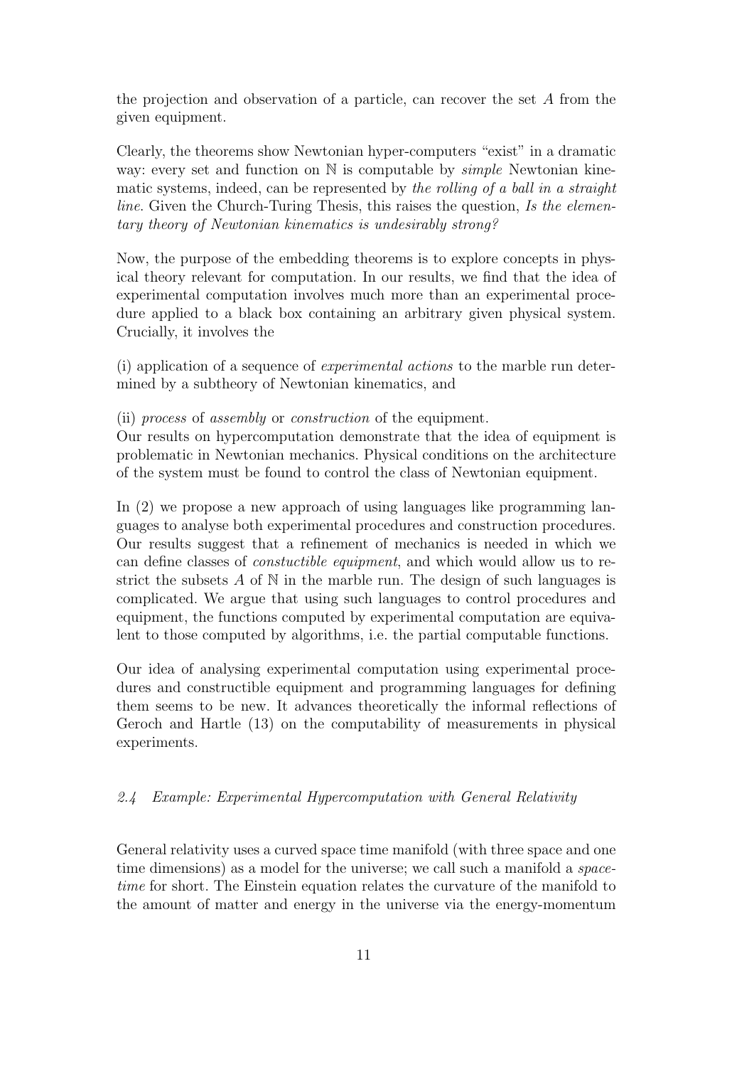the projection and observation of a particle, can recover the set $A$ from the given equipment.

Clearly, the theorems show Newtonian hyper-computers "exist" in a dramatic way: every set and function on $\mathbb{N}$ is computable by *simple* Newtonian kinematic systems, indeed, can be represented by *the rolling of a ball in a straight line*. Given the Church-Turing Thesis, this raises the question, *Is the elementary theory of Newtonian kinematics is undesirably strong?*

Now, the purpose of the embedding theorems is to explore concepts in physical theory relevant for computation. In our results, we find that the idea of experimental computation involves much more than an experimental procedure applied to a black box containing an arbitrary given physical system. Crucially, it involves the

(i) application of a sequence of *experimental actions* to the marble run determined by a subtheory of Newtonian kinematics, and

(ii) *process* of *assembly* or *construction* of the equipment.
Our results on hypercomputation demonstrate that the idea of equipment is problematic in Newtonian mechanics. Physical conditions on the architecture of the system must be found to control the class of Newtonian equipment.

In (2) we propose a new approach of using languages like programming languages to analyse both experimental procedures and construction procedures. Our results suggest that a refinement of mechanics is needed in which we can define classes of *constuctible equipment*, and which would allow us to restrict the subsets $A$ of $\mathbb{N}$ in the marble run. The design of such languages is complicated. We argue that using such languages to control procedures and equipment, the functions computed by experimental computation are equivalent to those computed by algorithms, i.e. the partial computable functions.

Our idea of analysing experimental computation using experimental procedures and constructible equipment and programming languages for defining them seems to be new. It advances theoretically the informal reflections of Geroch and Hartle (13) on the computability of measurements in physical experiments.

### *2.4 Example: Experimental Hypercomputation with General Relativity*

General relativity uses a curved space time manifold (with three space and one time dimensions) as a model for the universe; we call such a manifold a *spacetime* for short. The Einstein equation relates the curvature of the manifold to the amount of matter and energy in the universe via the energy-momentum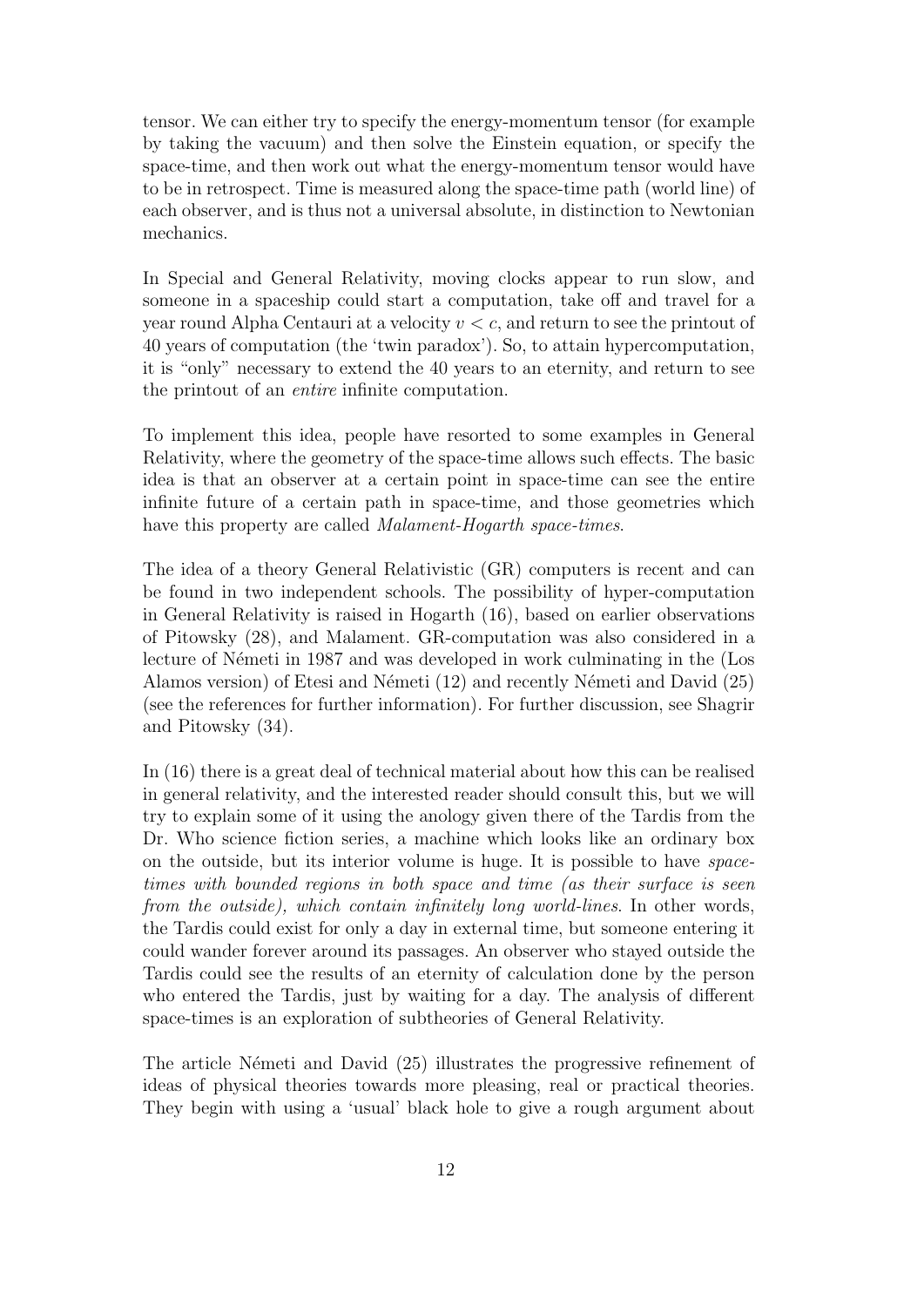tensor. We can either try to specify the energy-momentum tensor (for example by taking the vacuum) and then solve the Einstein equation, or specify the space-time, and then work out what the energy-momentum tensor would have to be in retrospect. Time is measured along the space-time path (world line) of each observer, and is thus not a universal absolute, in distinction to Newtonian mechanics.

In Special and General Relativity, moving clocks appear to run slow, and someone in a spaceship could start a computation, take off and travel for a year round Alpha Centauri at a velocity $v < c$, and return to see the printout of 40 years of computation (the 'twin paradox'). So, to attain hypercomputation, it is "only" necessary to extend the 40 years to an eternity, and return to see the printout of an *entire* infinite computation.

To implement this idea, people have resorted to some examples in General Relativity, where the geometry of the space-time allows such effects. The basic idea is that an observer at a certain point in space-time can see the entire infinite future of a certain path in space-time, and those geometries which have this property are called *Malament-Hogarth space-times*.

The idea of a theory General Relativistic (GR) computers is recent and can be found in two independent schools. The possibility of hyper-computation in General Relativity is raised in Hogarth (16), based on earlier observations of Pitowsky (28), and Malament. GR-computation was also considered in a lecture of Németi in 1987 and was developed in work culminating in the (Los Alamos version) of Etesi and Németi (12) and recently Németi and David (25) (see the references for further information). For further discussion, see Shagrir and Pitowsky (34).

In (16) there is a great deal of technical material about how this can be realised in general relativity, and the interested reader should consult this, but we will try to explain some of it using the anology given there of the Tardis from the Dr. Who science fiction series, a machine which looks like an ordinary box on the outside, but its interior volume is huge. It is possible to have *space-times with bounded regions in both space and time (as their surface is seen from the outside), which contain infinitely long world-lines*. In other words, the Tardis could exist for only a day in external time, but someone entering it could wander forever around its passages. An observer who stayed outside the Tardis could see the results of an eternity of calculation done by the person who entered the Tardis, just by waiting for a day. The analysis of different space-times is an exploration of subtheories of General Relativity.

The article Németi and David (25) illustrates the progressive refinement of ideas of physical theories towards more pleasing, real or practical theories. They begin with using a 'usual' black hole to give a rough argument about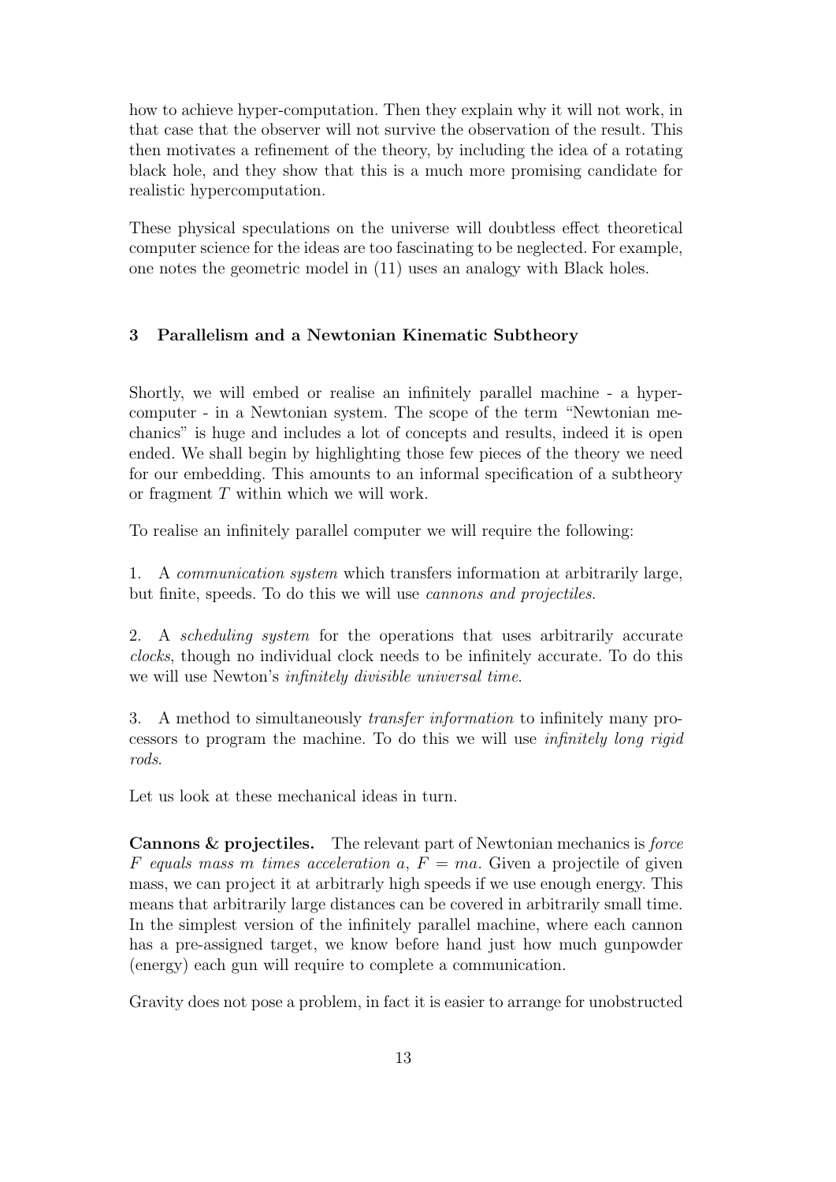how to achieve hyper-computation. Then they explain why it will not work, in that case that the observer will not survive the observation of the result. This then motivates a refinement of the theory, by including the idea of a rotating black hole, and they show that this is a much more promising candidate for realistic hypercomputation.

These physical speculations on the universe will doubtless effect theoretical computer science for the ideas are too fascinating to be neglected. For example, one notes the geometric model in (11) uses an analogy with Black holes.

## 3 Parallelism and a Newtonian Kinematic Subtheory

Shortly, we will embed or realise an infinitely parallel machine - a hypercomputer - in a Newtonian system. The scope of the term "Newtonian mechanics" is huge and includes a lot of concepts and results, indeed it is open ended. We shall begin by highlighting those few pieces of the theory we need for our embedding. This amounts to an informal specification of a subtheory or fragment $T$ within which we will work.

To realise an infinitely parallel computer we will require the following:

1. A *communication system* which transfers information at arbitrarily large, but finite, speeds. To do this we will use *cannons and projectiles*.

2. A *scheduling system* for the operations that uses arbitrarily accurate *clocks*, though no individual clock needs to be infinitely accurate. To do this we will use Newton's *infinitely divisible universal time*.

3. A method to simultaneously *transfer information* to infinitely many processors to program the machine. To do this we will use *infinitely long rigid rods*.

Let us look at these mechanical ideas in turn.

**Cannons & projectiles.** The relevant part of Newtonian mechanics is *force $F$ equals mass $m$ times acceleration $a$*, $F = ma$. Given a projectile of given mass, we can project it at arbitrarly high speeds if we use enough energy. This means that arbitrarily large distances can be covered in arbitrarily small time. In the simplest version of the infinitely parallel machine, where each cannon has a pre-assigned target, we know before hand just how much gunpowder (energy) each gun will require to complete a communication.

Gravity does not pose a problem, in fact it is easier to arrange for unobstructed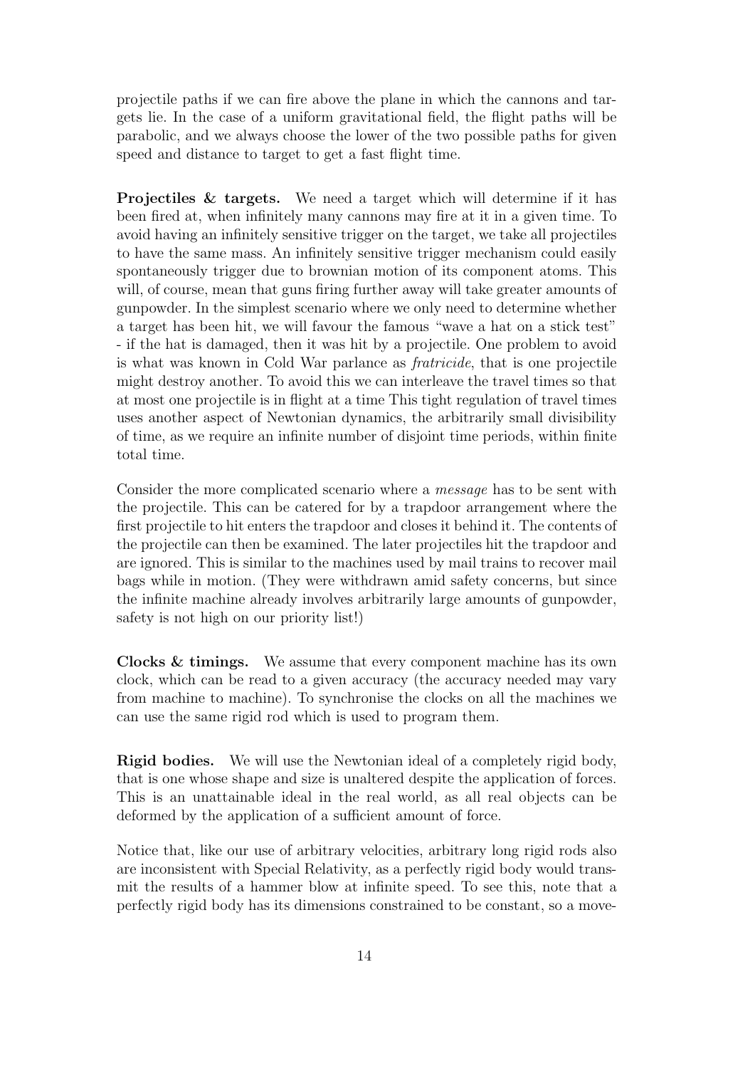projectile paths if we can fire above the plane in which the cannons and targets lie. In the case of a uniform gravitational field, the flight paths will be parabolic, and we always choose the lower of the two possible paths for given speed and distance to target to get a fast flight time.

**Projectiles & targets.** We need a target which will determine if it has been fired at, when infinitely many cannons may fire at it in a given time. To avoid having an infinitely sensitive trigger on the target, we take all projectiles to have the same mass. An infinitely sensitive trigger mechanism could easily spontaneously trigger due to brownian motion of its component atoms. This will, of course, mean that guns firing further away will take greater amounts of gunpowder. In the simplest scenario where we only need to determine whether a target has been hit, we will favour the famous "wave a hat on a stick test" - if the hat is damaged, then it was hit by a projectile. One problem to avoid is what was known in Cold War parlance as *fratricide*, that is one projectile might destroy another. To avoid this we can interleave the travel times so that at most one projectile is in flight at a time This tight regulation of travel times uses another aspect of Newtonian dynamics, the arbitrarily small divisibility of time, as we require an infinite number of disjoint time periods, within finite total time.

Consider the more complicated scenario where a *message* has to be sent with the projectile. This can be catered for by a trapdoor arrangement where the first projectile to hit enters the trapdoor and closes it behind it. The contents of the projectile can then be examined. The later projectiles hit the trapdoor and are ignored. This is similar to the machines used by mail trains to recover mail bags while in motion. (They were withdrawn amid safety concerns, but since the infinite machine already involves arbitrarily large amounts of gunpowder, safety is not high on our priority list!)

**Clocks & timings.** We assume that every component machine has its own clock, which can be read to a given accuracy (the accuracy needed may vary from machine to machine). To synchronise the clocks on all the machines we can use the same rigid rod which is used to program them.

**Rigid bodies.** We will use the Newtonian ideal of a completely rigid body, that is one whose shape and size is unaltered despite the application of forces. This is an unattainable ideal in the real world, as all real objects can be deformed by the application of a sufficient amount of force.

Notice that, like our use of arbitrary velocities, arbitrary long rigid rods also are inconsistent with Special Relativity, as a perfectly rigid body would transmit the results of a hammer blow at infinite speed. To see this, note that a perfectly rigid body has its dimensions constrained to be constant, so a move-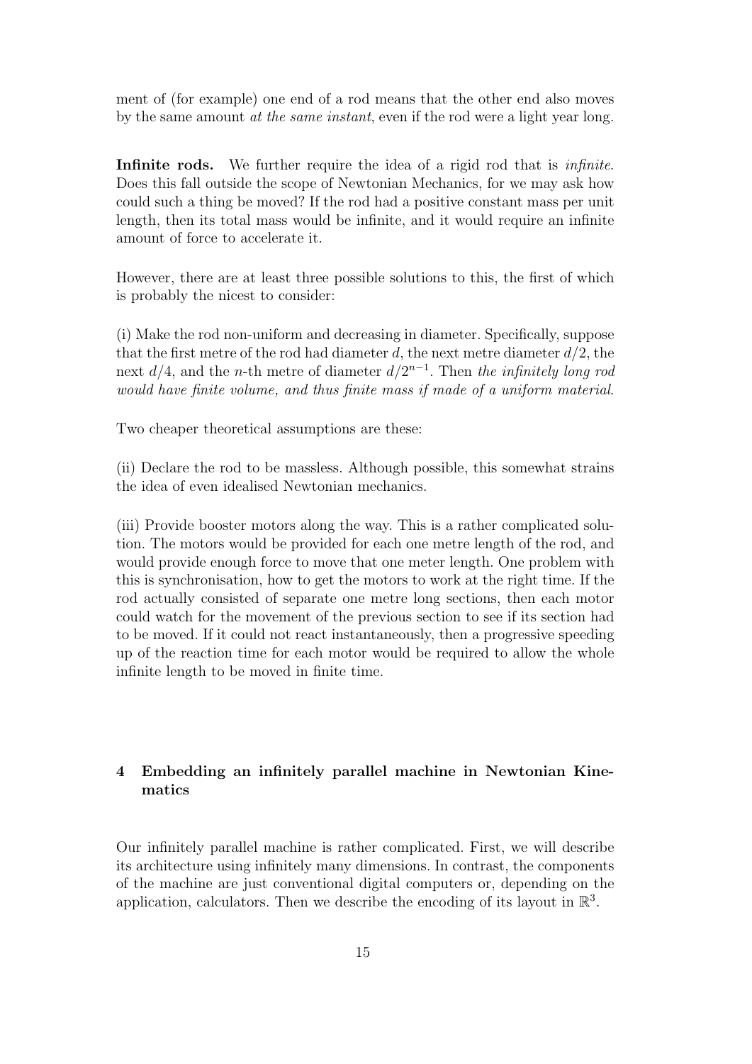ment of (for example) one end of a rod means that the other end also moves by the same amount *at the same instant*, even if the rod were a light year long.

**Infinite rods.** We further require the idea of a rigid rod that is *infinite*. Does this fall outside the scope of Newtonian Mechanics, for we may ask how could such a thing be moved? If the rod had a positive constant mass per unit length, then its total mass would be infinite, and it would require an infinite amount of force to accelerate it.

However, there are at least three possible solutions to this, the first of which is probably the nicest to consider:

(i) Make the rod non-uniform and decreasing in diameter. Specifically, suppose that the first metre of the rod had diameter $d$, the next metre diameter $d/2$, the next $d/4$, and the $n$-th metre of diameter $d/2^{n-1}$. Then *the infinitely long rod would have finite volume, and thus finite mass if made of a uniform material*.

Two cheaper theoretical assumptions are these:

(ii) Declare the rod to be massless. Although possible, this somewhat strains the idea of even idealised Newtonian mechanics.

(iii) Provide booster motors along the way. This is a rather complicated solution. The motors would be provided for each one metre length of the rod, and would provide enough force to move that one meter length. One problem with this is synchronisation, how to get the motors to work at the right time. If the rod actually consisted of separate one metre long sections, then each motor could watch for the movement of the previous section to see if its section had to be moved. If it could not react instantaneously, then a progressive speeding up of the reaction time for each motor would be required to allow the whole infinite length to be moved in finite time.

## 4 Embedding an infinitely parallel machine in Newtonian Kinematics

Our infinitely parallel machine is rather complicated. First, we will describe its architecture using infinitely many dimensions. In contrast, the components of the machine are just conventional digital computers or, depending on the application, calculators. Then we describe the encoding of its layout in $\mathbb{R}^3$.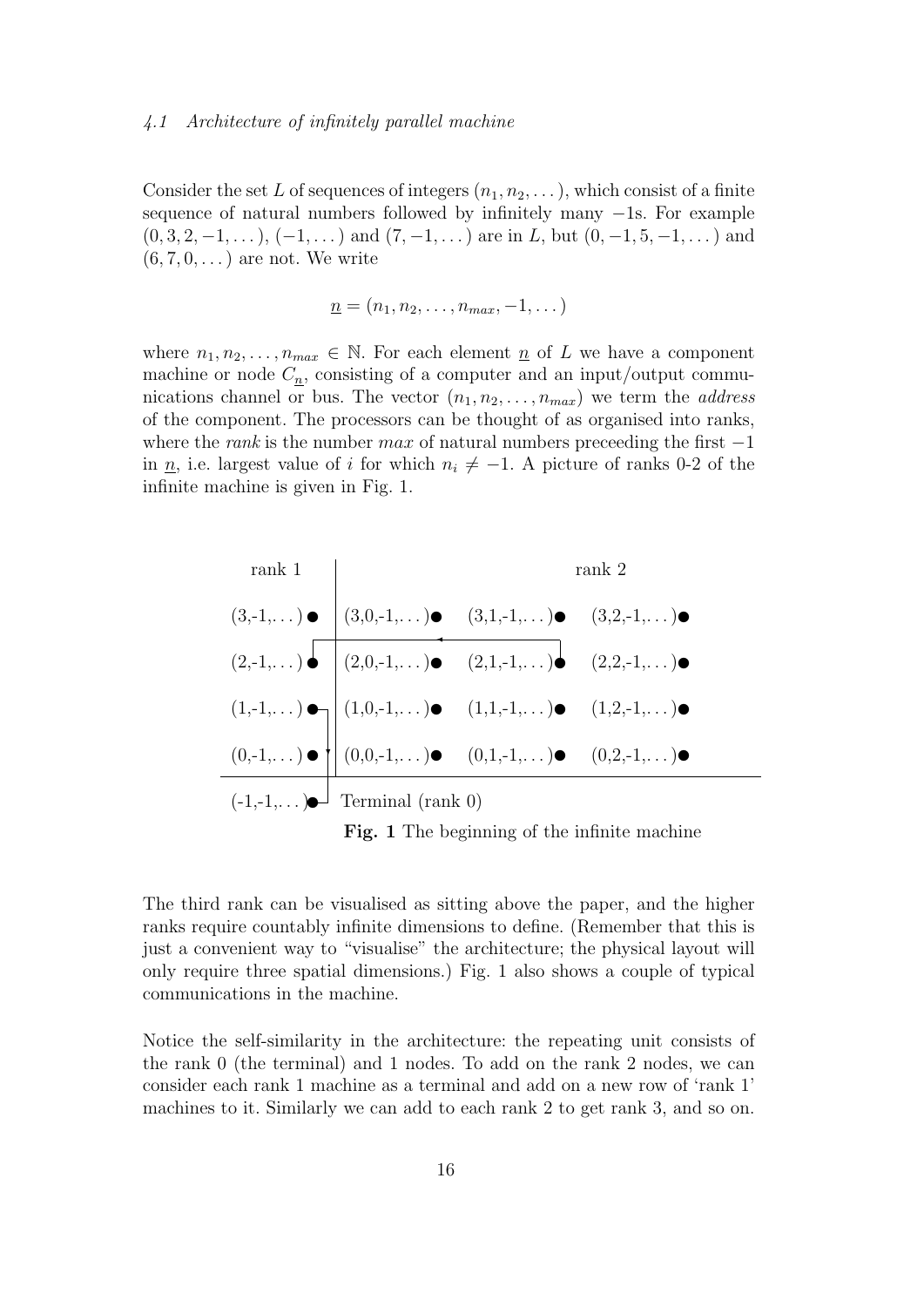### 4.1 Architecture of infinitely parallel machine

Consider the set $L$ of sequences of integers $(n_1, n_2, \dots)$, which consist of a finite sequence of natural numbers followed by infinitely many $-1$s. For example $(0, 3, 2, -1, \dots)$, $(-1, \dots)$ and $(7, -1, \dots)$ are in $L$, but $(0, -1, 5, -1, \dots)$ and $(6, 7, 0, \dots)$ are not. We write

$$\underline{n} = (n_1, n_2, \dots, n_{max}, -1, \dots)$$

where $n_1, n_2, \dots, n_{max} \in \mathbb{N}$. For each element $\underline{n}$ of $L$ we have a component machine or node $C_{\underline{n}}$, consisting of a computer and an input/output communications channel or bus. The vector $(n_1, n_2, \dots, n_{max})$ we term the *address* of the component. The processors can be thought of as organised into ranks, where the *rank* is the number $max$ of natural numbers preceeding the first $-1$ in $\underline{n}$, i.e. largest value of $i$ for which $n_i \neq -1$. A picture of ranks 0-2 of the infinite machine is given in Fig. 1.

| rank 1 | rank 2 | | |
|---|---|---|---|
| (3,-1,...) | (3,0,-1,...) | (3,1,-1,...) | (3,2,-1,...) |
| (2,-1,...) | (2,0,-1,...) | (2,1,-1,...) | (2,2,-1,...) |
| (1,-1,...) | (1,0,-1,...) | (1,1,-1,...) | (1,2,-1,...) |
| (0,-1,...) | (0,0,-1,...) | (0,1,-1,...) | (0,2,-1,...) |
| (-1,-1,...) Terminal (rank 0) | | | |

**Fig. 1** The beginning of the infinite machine

The third rank can be visualised as sitting above the paper, and the higher ranks require countably infinite dimensions to define. (Remember that this is just a convenient way to "visualise" the architecture; the physical layout will only require three spatial dimensions.) Fig. 1 also shows a couple of typical communications in the machine.

Notice the self-similarity in the architecture: the repeating unit consists of the rank 0 (the terminal) and 1 nodes. To add on the rank 2 nodes, we can consider each rank 1 machine as a terminal and add on a new row of 'rank 1' machines to it. Similarly we can add to each rank 2 to get rank 3, and so on.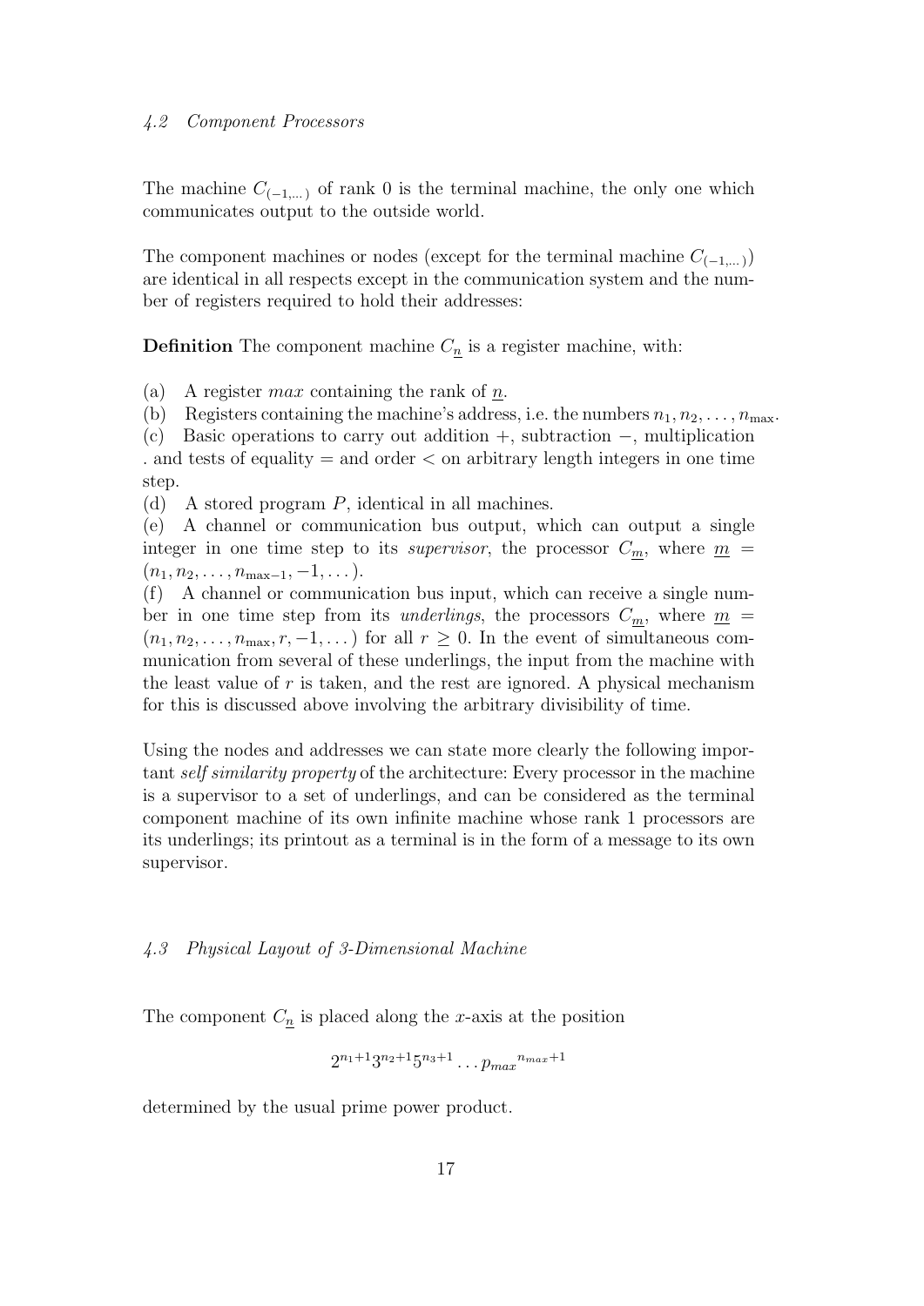### *4.2 Component Processors*

The machine $C_{(-1,\dots)}$ of rank 0 is the terminal machine, the only one which communicates output to the outside world.

The component machines or nodes (except for the terminal machine $C_{(-1,\dots)}$) are identical in all respects except in the communication system and the number of registers required to hold their addresses:

**Definition** The component machine $C_{\underline{n}}$ is a register machine, with:

(a) A register *max* containing the rank of $\underline{n}$.
(b) Registers containing the machine's address, i.e. the numbers $n_1, n_2, \dots, n_{\max}$.
(c) Basic operations to carry out addition $+$, subtraction $-$, multiplication . and tests of equality $=$ and order $<$ on arbitrary length integers in one time step.
(d) A stored program $P$, identical in all machines.
(e) A channel or communication bus output, which can output a single integer in one time step to its *supervisor*, the processor $C_{\underline{m}}$, where $\underline{m} = (n_1, n_2, \dots, n_{\max-1}, -1, \dots)$.
(f) A channel or communication bus input, which can receive a single number in one time step from its *underlings*, the processors $C_{\underline{m}}$, where $\underline{m} = (n_1, n_2, \dots, n_{\max}, r, -1, \dots)$ for all $r \geq 0$. In the event of simultaneous communication from several of these underlings, the input from the machine with the least value of $r$ is taken, and the rest are ignored. A physical mechanism for this is discussed above involving the arbitrary divisibility of time.

Using the nodes and addresses we can state more clearly the following important *self similarity property* of the architecture: Every processor in the machine is a supervisor to a set of underlings, and can be considered as the terminal component machine of its own infinite machine whose rank 1 processors are its underlings; its printout as a terminal is in the form of a message to its own supervisor.

### *4.3 Physical Layout of 3-Dimensional Machine*

The component $C_{\underline{n}}$ is placed along the $x$-axis at the position

$$2^{n_1+1} 3^{n_2+1} 5^{n_3+1} \dots {p_{max}}^{n_{max}+1}$$

determined by the usual prime power product.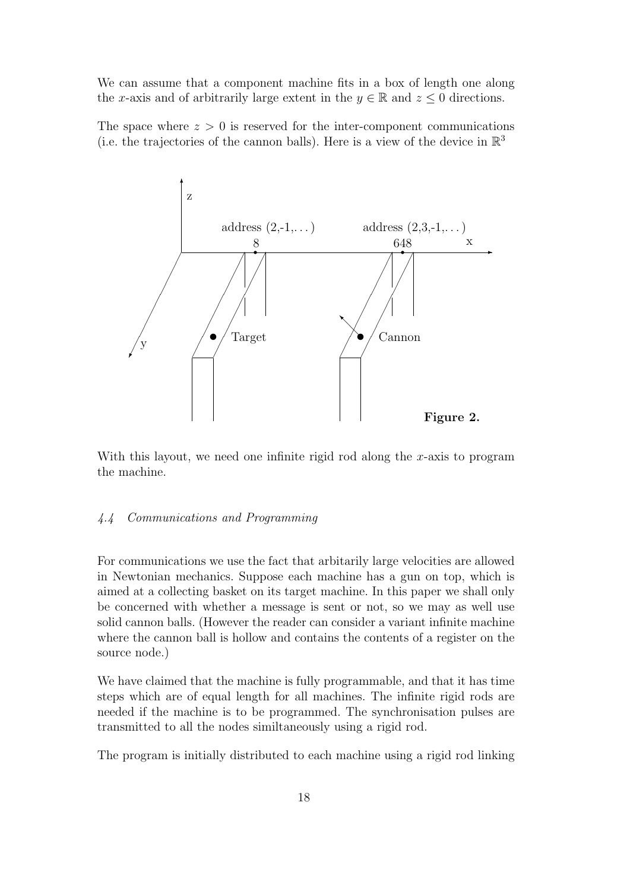We can assume that a component machine fits in a box of length one along the $x$-axis and of arbitrarily large extent in the $y \in \mathbb{R}$ and $z \leq 0$ directions.

The space where $z > 0$ is reserved for the inter-component communications (i.e. the trajectories of the cannon balls). Here is a view of the device in $\mathbb{R}^3$

**Figure 2.**

With this layout, we need one infinite rigid rod along the $x$-axis to program the machine.

### *4.4 Communications and Programming*

For communications we use the fact that arbitarily large velocities are allowed in Newtonian mechanics. Suppose each machine has a gun on top, which is aimed at a collecting basket on its target machine. In this paper we shall only be concerned with whether a message is sent or not, so we may as well use solid cannon balls. (However the reader can consider a variant infinite machine where the cannon ball is hollow and contains the contents of a register on the source node.)

We have claimed that the machine is fully programmable, and that it has time steps which are of equal length for all machines. The infinite rigid rods are needed if the machine is to be programmed. The synchronisation pulses are transmitted to all the nodes similtaneously using a rigid rod.

The program is initially distributed to each machine using a rigid rod linking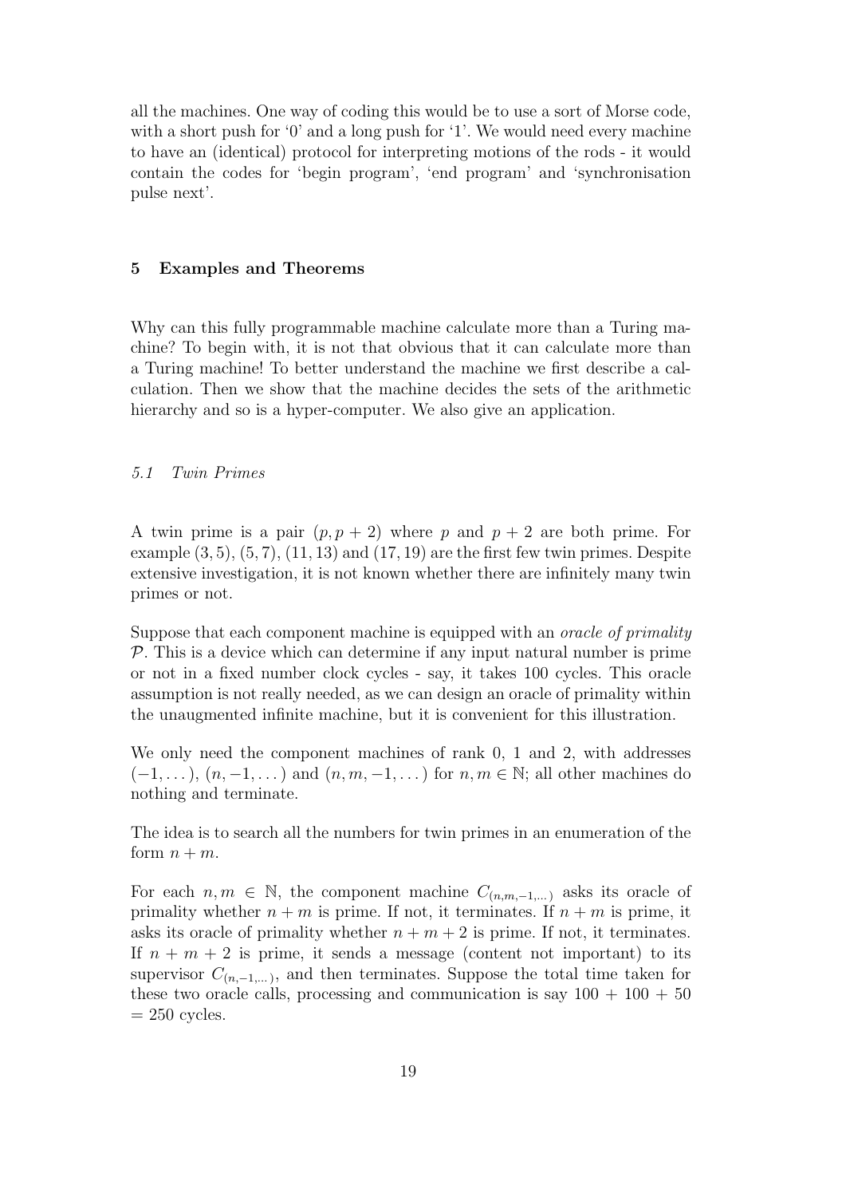all the machines. One way of coding this would be to use a sort of Morse code, with a short push for '0' and a long push for '1'. We would need every machine to have an (identical) protocol for interpreting motions of the rods - it would contain the codes for 'begin program', 'end program' and 'synchronisation pulse next'.

## 5 Examples and Theorems

Why can this fully programmable machine calculate more than a Turing machine? To begin with, it is not that obvious that it can calculate more than a Turing machine! To better understand the machine we first describe a calculation. Then we show that the machine decides the sets of the arithmetic hierarchy and so is a hyper-computer. We also give an application.

### *5.1 Twin Primes*

A twin prime is a pair $(p, p+2)$ where $p$ and $p+2$ are both prime. For example $(3,5)$, $(5,7)$, $(11,13)$ and $(17,19)$ are the first few twin primes. Despite extensive investigation, it is not known whether there are infinitely many twin primes or not.

Suppose that each component machine is equipped with an *oracle of primality* $\mathcal{P}$. This is a device which can determine if any input natural number is prime or not in a fixed number clock cycles - say, it takes 100 cycles. This oracle assumption is not really needed, as we can design an oracle of primality within the unaugmented infinite machine, but it is convenient for this illustration.

We only need the component machines of rank 0, 1 and 2, with addresses $(-1,\dots)$, $(n,-1,\dots)$ and $(n,m,-1,\dots)$ for $n,m \in \mathbb{N}$; all other machines do nothing and terminate.

The idea is to search all the numbers for twin primes in an enumeration of the form $n+m$.

For each $n,m \in \mathbb{N}$, the component machine $C_{(n,m,-1,\dots)}$ asks its oracle of primality whether $n+m$ is prime. If not, it terminates. If $n+m$ is prime, it asks its oracle of primality whether $n+m+2$ is prime. If not, it terminates. If $n+m+2$ is prime, it sends a message (content not important) to its supervisor $C_{(n,-1,\dots)}$, and then terminates. Suppose the total time taken for these two oracle calls, processing and communication is say $100 + 100 + 50 = 250$ cycles.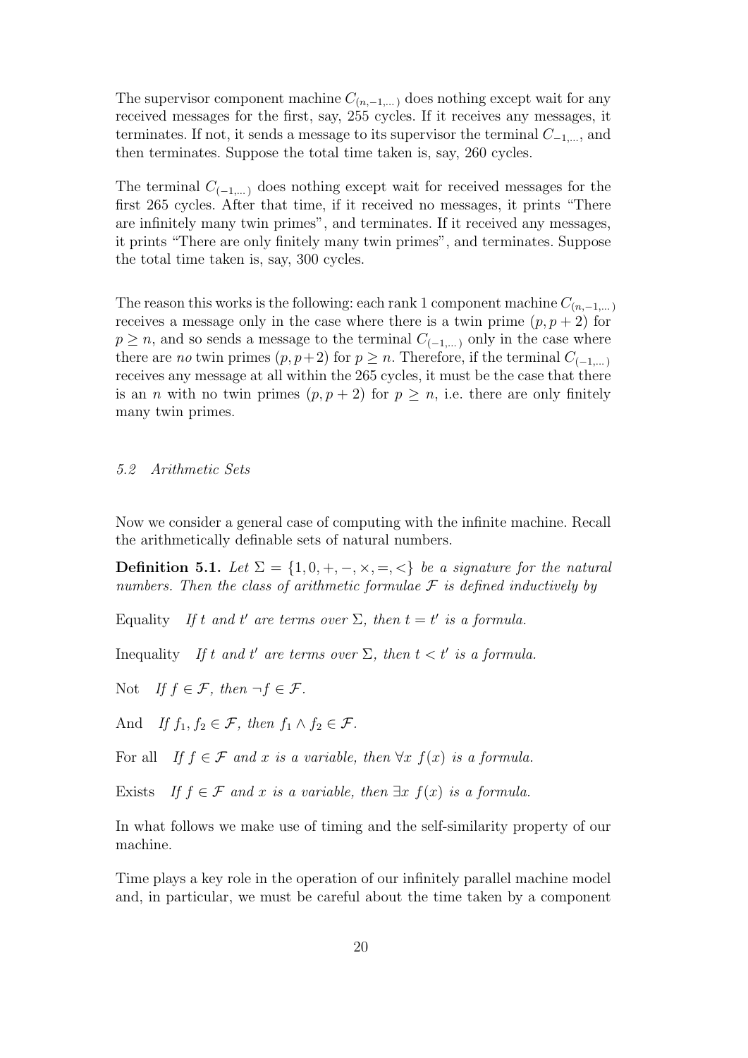The supervisor component machine $C_{(n,-1,\dots)}$ does nothing except wait for any received messages for the first, say, 255 cycles. If it receives any messages, it terminates. If not, it sends a message to its supervisor the terminal $C_{-1,\dots}$, and then terminates. Suppose the total time taken is, say, 260 cycles.

The terminal $C_{(-1,\dots)}$ does nothing except wait for received messages for the first 265 cycles. After that time, if it received no messages, it prints "There are infinitely many twin primes", and terminates. If it received any messages, it prints "There are only finitely many twin primes", and terminates. Suppose the total time taken is, say, 300 cycles.

The reason this works is the following: each rank 1 component machine $C_{(n,-1,\dots)}$ receives a message only in the case where there is a twin prime $(p, p+2)$ for $p \geq n$, and so sends a message to the terminal $C_{(-1,\dots)}$ only in the case where there are *no* twin primes $(p, p+2)$ for $p \geq n$. Therefore, if the terminal $C_{(-1,\dots)}$ receives any message at all within the 265 cycles, it must be the case that there is an $n$ with no twin primes $(p, p+2)$ for $p \geq n$, i.e. there are only finitely many twin primes.

### *5.2 Arithmetic Sets*

Now we consider a general case of computing with the infinite machine. Recall the arithmetically definable sets of natural numbers.

**Definition 5.1.** *Let $\Sigma = \{1, 0, +, -, \times, =, <\}$ be a signature for the natural numbers. Then the class of arithmetic formulae $\mathcal{F}$ is defined inductively by*

Equality *If $t$ and $t'$ are terms over $\Sigma$, then $t = t'$ is a formula.*

Inequality *If $t$ and $t'$ are terms over $\Sigma$, then $t < t'$ is a formula.*

Not *If $f \in \mathcal{F}$, then $\neg f \in \mathcal{F}$.*

And *If $f_1, f_2 \in \mathcal{F}$, then $f_1 \wedge f_2 \in \mathcal{F}$.*

For all *If $f \in \mathcal{F}$ and $x$ is a variable, then $\forall x \; f(x)$ is a formula.*

Exists *If $f \in \mathcal{F}$ and $x$ is a variable, then $\exists x \; f(x)$ is a formula.*

In what follows we make use of timing and the self-similarity property of our machine.

Time plays a key role in the operation of our infinitely parallel machine model and, in particular, we must be careful about the time taken by a component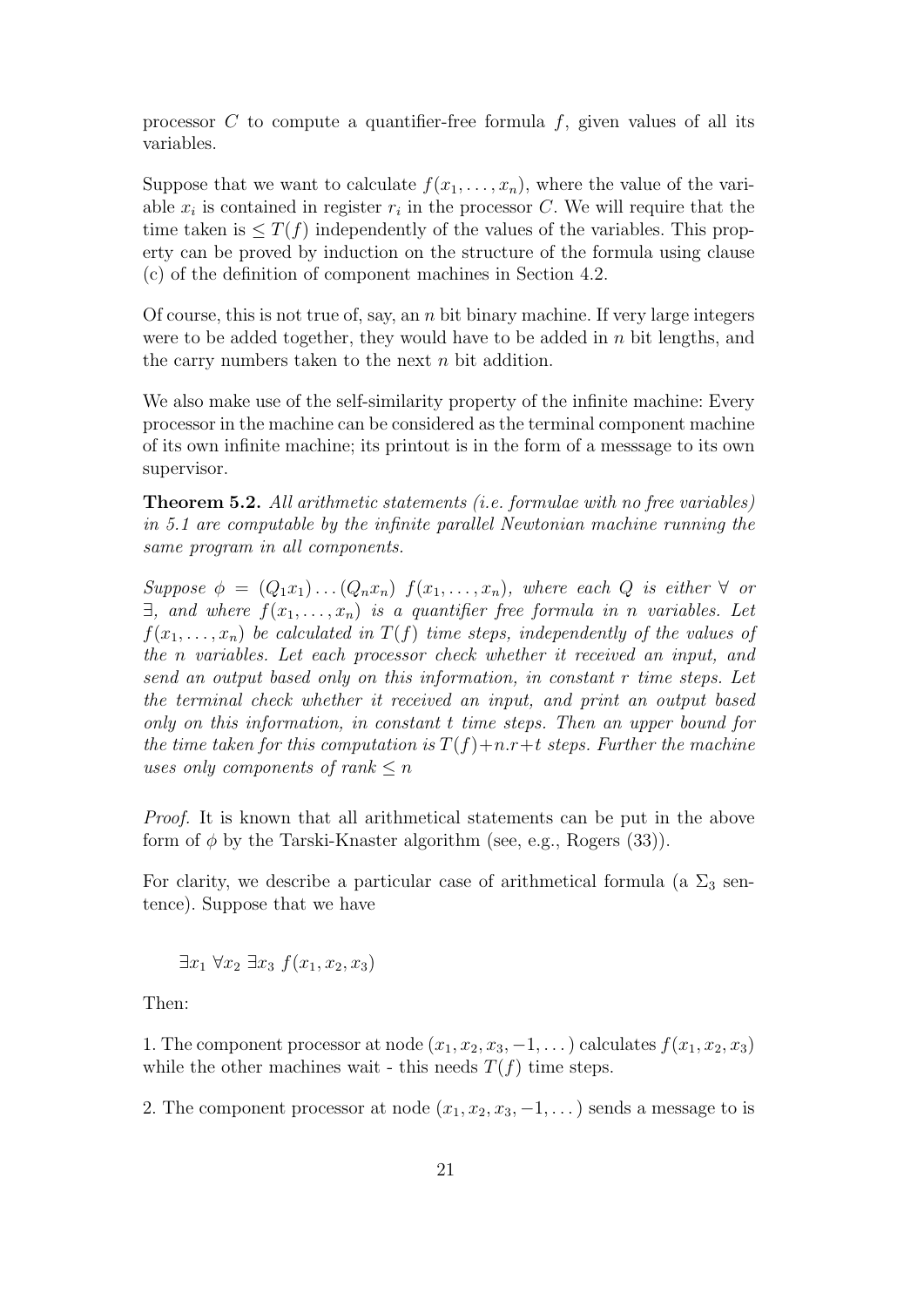processor $C$ to compute a quantifier-free formula $f$, given values of all its variables.

Suppose that we want to calculate $f(x_1, \ldots, x_n)$, where the value of the variable $x_i$ is contained in register $r_i$ in the processor $C$. We will require that the time taken is $\leq T(f)$ independently of the values of the variables. This property can be proved by induction on the structure of the formula using clause (c) of the definition of component machines in Section 4.2.

Of course, this is not true of, say, an $n$ bit binary machine. If very large integers were to be added together, they would have to be added in $n$ bit lengths, and the carry numbers taken to the next $n$ bit addition.

We also make use of the self-similarity property of the infinite machine: Every processor in the machine can be considered as the terminal component machine of its own infinite machine; its printout is in the form of a messsage to its own supervisor.

**Theorem 5.2.** *All arithmetic statements (i.e. formulae with no free variables) in 5.1 are computable by the infinite parallel Newtonian machine running the same program in all components.*

*Suppose $\phi = (Q_1 x_1) \ldots (Q_n x_n)\ f(x_1, \ldots, x_n)$, where each $Q$ is either $\forall$ or $\exists$, and where $f(x_1, \ldots, x_n)$ is a quantifier free formula in $n$ variables. Let $f(x_1, \ldots, x_n)$ be calculated in $T(f)$ time steps, independently of the values of the $n$ variables. Let each processor check whether it received an input, and send an output based only on this information, in constant $r$ time steps. Let the terminal check whether it received an input, and print an output based only on this information, in constant $t$ time steps. Then an upper bound for the time taken for this computation is $T(f)+n.r+t$ steps. Further the machine uses only components of rank $\leq n$*

*Proof.* It is known that all arithmetical statements can be put in the above form of $\phi$ by the Tarski-Knaster algorithm (see, e.g., Rogers (33)).

For clarity, we describe a particular case of arithmetical formula (a $\Sigma_3$ sentence). Suppose that we have

$$\exists x_1\ \forall x_2\ \exists x_3\ f(x_1, x_2, x_3)$$

Then:

1. The component processor at node $(x_1, x_2, x_3, -1, \ldots)$ calculates $f(x_1, x_2, x_3)$ while the other machines wait - this needs $T(f)$ time steps.

2. The component processor at node $(x_1, x_2, x_3, -1, \ldots)$ sends a message to is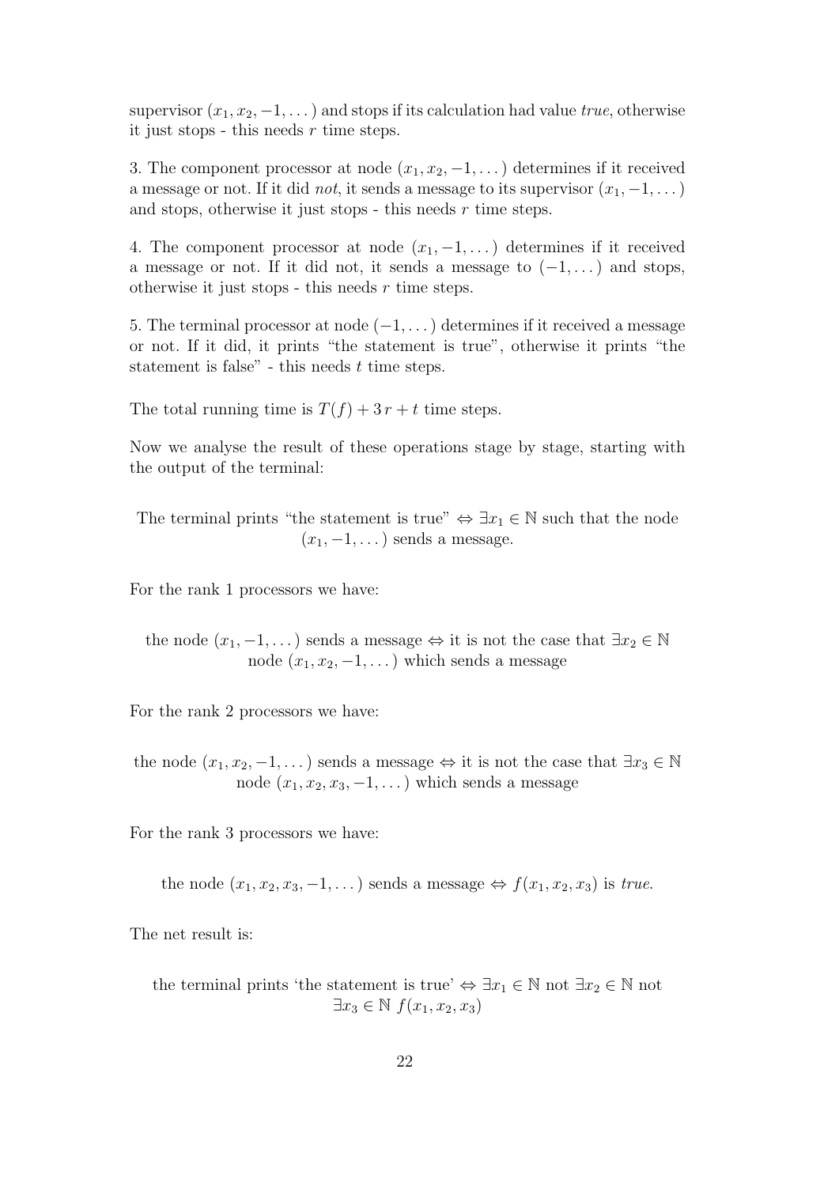supervisor $(x_1, x_2, -1, \dots)$ and stops if its calculation had value *true*, otherwise it just stops - this needs $r$ time steps.

3. The component processor at node $(x_1, x_2, -1, \dots)$ determines if it received a message or not. If it did *not*, it sends a message to its supervisor $(x_1, -1, \dots)$ and stops, otherwise it just stops - this needs $r$ time steps.

4. The component processor at node $(x_1, -1, \dots)$ determines if it received a message or not. If it did not, it sends a message to $(-1, \dots)$ and stops, otherwise it just stops - this needs $r$ time steps.

5. The terminal processor at node $(-1, \dots)$ determines if it received a message or not. If it did, it prints "the statement is true", otherwise it prints "the statement is false" - this needs $t$ time steps.

The total running time is $T(f) + 3\,r + t$ time steps.

Now we analyse the result of these operations stage by stage, starting with the output of the terminal:

The terminal prints "the statement is true" $\Leftrightarrow \exists x_1 \in \mathbb{N}$ such that the node $(x_1, -1, \dots)$ sends a message.

For the rank 1 processors we have:

the node $(x_1, -1, \dots)$ sends a message $\Leftrightarrow$ it is not the case that $\exists x_2 \in \mathbb{N}$ node $(x_1, x_2, -1, \dots)$ which sends a message

For the rank 2 processors we have:

the node $(x_1, x_2, -1, \dots)$ sends a message $\Leftrightarrow$ it is not the case that $\exists x_3 \in \mathbb{N}$ node $(x_1, x_2, x_3, -1, \dots)$ which sends a message

For the rank 3 processors we have:

the node $(x_1, x_2, x_3, -1, \dots)$ sends a message $\Leftrightarrow f(x_1, x_2, x_3)$ is *true*.

The net result is:

the terminal prints 'the statement is true' $\Leftrightarrow \exists x_1 \in \mathbb{N}$ not $\exists x_2 \in \mathbb{N}$ not $\exists x_3 \in \mathbb{N}$ $f(x_1, x_2, x_3)$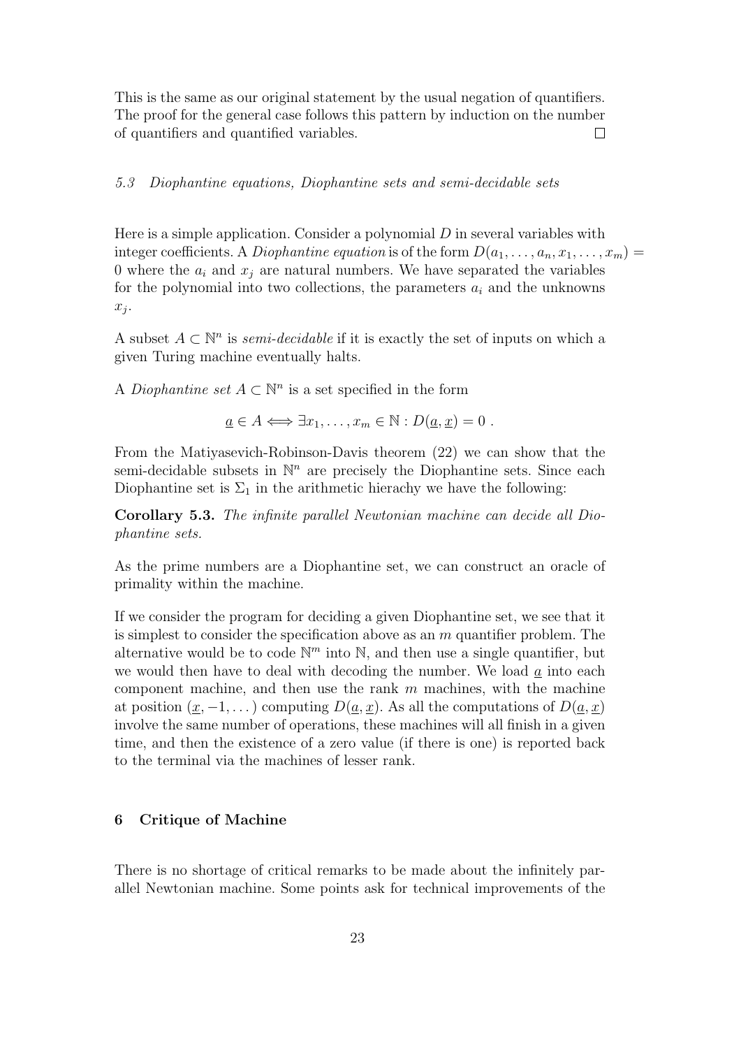This is the same as our original statement by the usual negation of quantifiers. The proof for the general case follows this pattern by induction on the number of quantifiers and quantified variables. □

### *5.3 Diophantine equations, Diophantine sets and semi-decidable sets*

Here is a simple application. Consider a polynomial $D$ in several variables with integer coefficients. A *Diophantine equation* is of the form $D(a_1, \ldots, a_n, x_1, \ldots, x_m) = 0$ where the $a_i$ and $x_j$ are natural numbers. We have separated the variables for the polynomial into two collections, the parameters $a_i$ and the unknowns $x_j$.

A subset $A \subset \mathbb{N}^n$ is *semi-decidable* if it is exactly the set of inputs on which a given Turing machine eventually halts.

A *Diophantine set* $A \subset \mathbb{N}^n$ is a set specified in the form

$$\underline{a} \in A \iff \exists x_1, \ldots, x_m \in \mathbb{N} : D(\underline{a}, \underline{x}) = 0 .$$

From the Matiyasevich-Robinson-Davis theorem (22) we can show that the semi-decidable subsets in $\mathbb{N}^n$ are precisely the Diophantine sets. Since each Diophantine set is $\Sigma_1$ in the arithmetic hierachy we have the following:

**Corollary 5.3.** *The infinite parallel Newtonian machine can decide all Diophantine sets.*

As the prime numbers are a Diophantine set, we can construct an oracle of primality within the machine.

If we consider the program for deciding a given Diophantine set, we see that it is simplest to consider the specification above as an $m$ quantifier problem. The alternative would be to code $\mathbb{N}^m$ into $\mathbb{N}$, and then use a single quantifier, but we would then have to deal with decoding the number. We load $\underline{a}$ into each component machine, and then use the rank $m$ machines, with the machine at position $(\underline{x}, -1, \ldots)$ computing $D(\underline{a}, \underline{x})$. As all the computations of $D(\underline{a}, \underline{x})$ involve the same number of operations, these machines will all finish in a given time, and then the existence of a zero value (if there is one) is reported back to the terminal via the machines of lesser rank.

## 6 Critique of Machine

There is no shortage of critical remarks to be made about the infinitely parallel Newtonian machine. Some points ask for technical improvements of the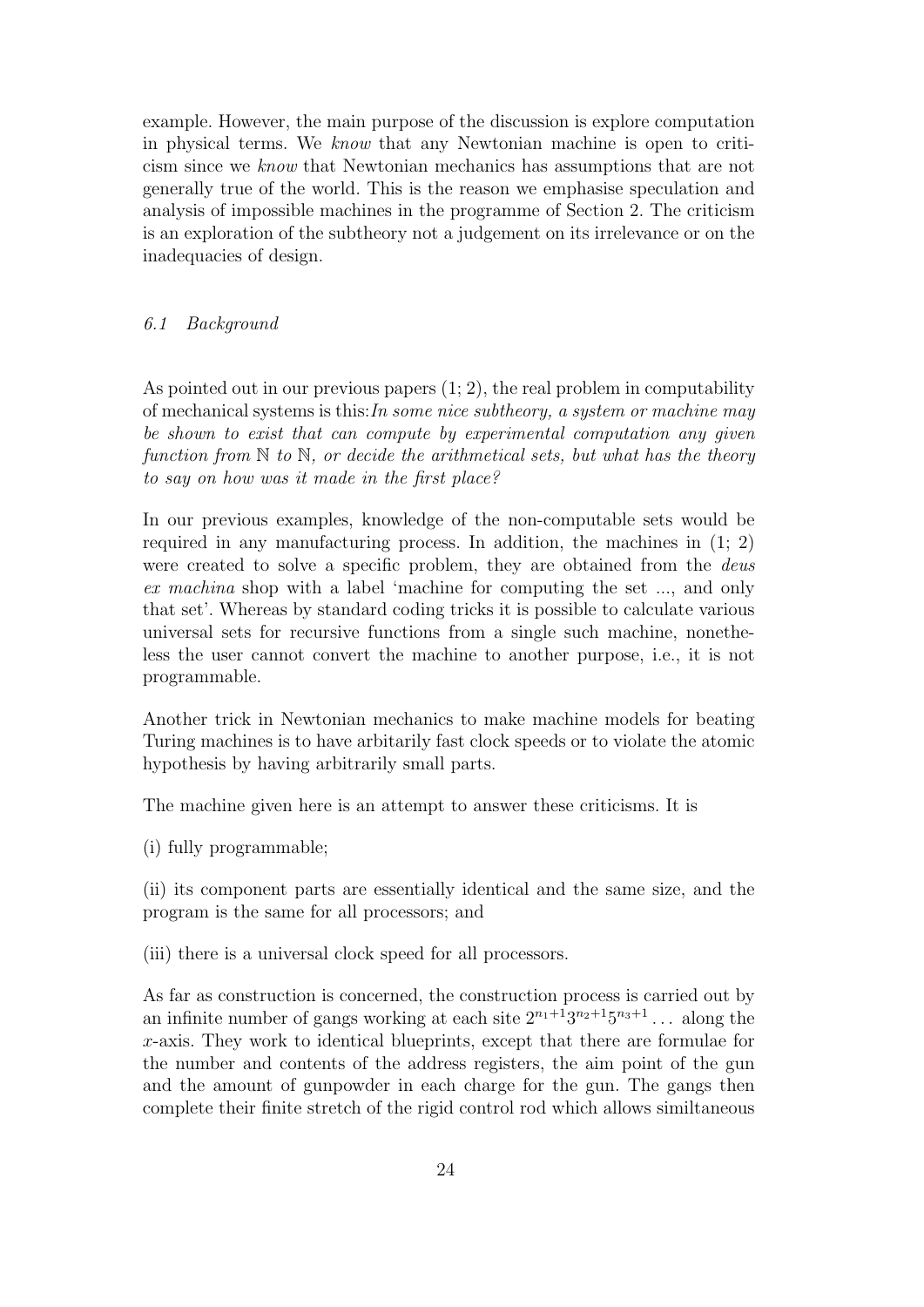example. However, the main purpose of the discussion is explore computation in physical terms. We *know* that any Newtonian machine is open to criticism since we *know* that Newtonian mechanics has assumptions that are not generally true of the world. This is the reason we emphasise speculation and analysis of impossible machines in the programme of Section 2. The criticism is an exploration of the subtheory not a judgement on its irrelevance or on the inadequacies of design.

### *6.1 Background*

As pointed out in our previous papers (1; 2), the real problem in computability of mechanical systems is this: *In some nice subtheory, a system or machine may be shown to exist that can compute by experimental computation any given function from $\mathbb{N}$ to $\mathbb{N}$, or decide the arithmetical sets, but what has the theory to say on how was it made in the first place?*

In our previous examples, knowledge of the non-computable sets would be required in any manufacturing process. In addition, the machines in (1; 2) were created to solve a specific problem, they are obtained from the *deus ex machina* shop with a label 'machine for computing the set ..., and only that set'. Whereas by standard coding tricks it is possible to calculate various universal sets for recursive functions from a single such machine, nonetheless the user cannot convert the machine to another purpose, i.e., it is not programmable.

Another trick in Newtonian mechanics to make machine models for beating Turing machines is to have arbitarily fast clock speeds or to violate the atomic hypothesis by having arbitrarily small parts.

The machine given here is an attempt to answer these criticisms. It is

(i) fully programmable;

(ii) its component parts are essentially identical and the same size, and the program is the same for all processors; and

(iii) there is a universal clock speed for all processors.

As far as construction is concerned, the construction process is carried out by an infinite number of gangs working at each site $2^{n_1+1}3^{n_2+1}5^{n_3+1}\dots$ along the $x$-axis. They work to identical blueprints, except that there are formulae for the number and contents of the address registers, the aim point of the gun and the amount of gunpowder in each charge for the gun. The gangs then complete their finite stretch of the rigid control rod which allows similtaneous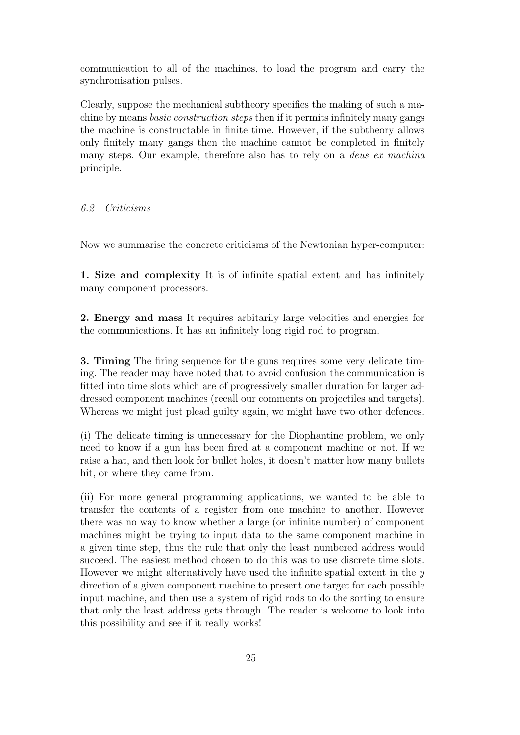communication to all of the machines, to load the program and carry the synchronisation pulses.

Clearly, suppose the mechanical subtheory specifies the making of such a machine by means *basic construction steps* then if it permits infinitely many gangs the machine is constructable in finite time. However, if the subtheory allows only finitely many gangs then the machine cannot be completed in finitely many steps. Our example, therefore also has to rely on a *deus ex machina* principle.

### *6.2 Criticisms*

Now we summarise the concrete criticisms of the Newtonian hyper-computer:

**1. Size and complexity** It is of infinite spatial extent and has infinitely many component processors.

**2. Energy and mass** It requires arbitarily large velocities and energies for the communications. It has an infinitely long rigid rod to program.

**3. Timing** The firing sequence for the guns requires some very delicate timing. The reader may have noted that to avoid confusion the communication is fitted into time slots which are of progressively smaller duration for larger addressed component machines (recall our comments on projectiles and targets). Whereas we might just plead guilty again, we might have two other defences.

(i) The delicate timing is unnecessary for the Diophantine problem, we only need to know if a gun has been fired at a component machine or not. If we raise a hat, and then look for bullet holes, it doesn't matter how many bullets hit, or where they came from.

(ii) For more general programming applications, we wanted to be able to transfer the contents of a register from one machine to another. However there was no way to know whether a large (or infinite number) of component machines might be trying to input data to the same component machine in a given time step, thus the rule that only the least numbered address would succeed. The easiest method chosen to do this was to use discrete time slots. However we might alternatively have used the infinite spatial extent in the $y$ direction of a given component machine to present one target for each possible input machine, and then use a system of rigid rods to do the sorting to ensure that only the least address gets through. The reader is welcome to look into this possibility and see if it really works!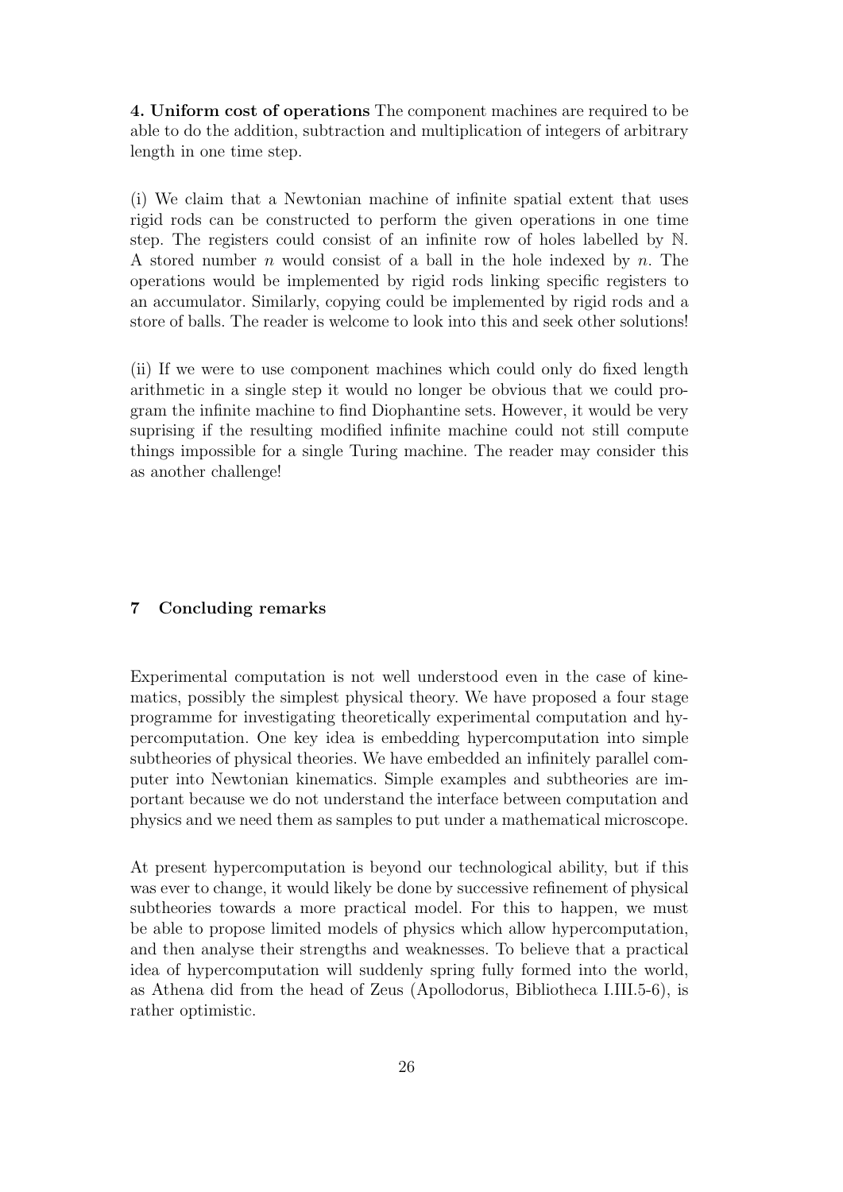**4. Uniform cost of operations** The component machines are required to be able to do the addition, subtraction and multiplication of integers of arbitrary length in one time step.

(i) We claim that a Newtonian machine of infinite spatial extent that uses rigid rods can be constructed to perform the given operations in one time step. The registers could consist of an infinite row of holes labelled by $\mathbb{N}$. A stored number $n$ would consist of a ball in the hole indexed by $n$. The operations would be implemented by rigid rods linking specific registers to an accumulator. Similarly, copying could be implemented by rigid rods and a store of balls. The reader is welcome to look into this and seek other solutions!

(ii) If we were to use component machines which could only do fixed length arithmetic in a single step it would no longer be obvious that we could program the infinite machine to find Diophantine sets. However, it would be very suprising if the resulting modified infinite machine could not still compute things impossible for a single Turing machine. The reader may consider this as another challenge!

## 7 Concluding remarks

Experimental computation is not well understood even in the case of kinematics, possibly the simplest physical theory. We have proposed a four stage programme for investigating theoretically experimental computation and hypercomputation. One key idea is embedding hypercomputation into simple subtheories of physical theories. We have embedded an infinitely parallel computer into Newtonian kinematics. Simple examples and subtheories are important because we do not understand the interface between computation and physics and we need them as samples to put under a mathematical microscope.

At present hypercomputation is beyond our technological ability, but if this was ever to change, it would likely be done by successive refinement of physical subtheories towards a more practical model. For this to happen, we must be able to propose limited models of physics which allow hypercomputation, and then analyse their strengths and weaknesses. To believe that a practical idea of hypercomputation will suddenly spring fully formed into the world, as Athena did from the head of Zeus (Apollodorus, Bibliotheca I.III.5-6), is rather optimistic.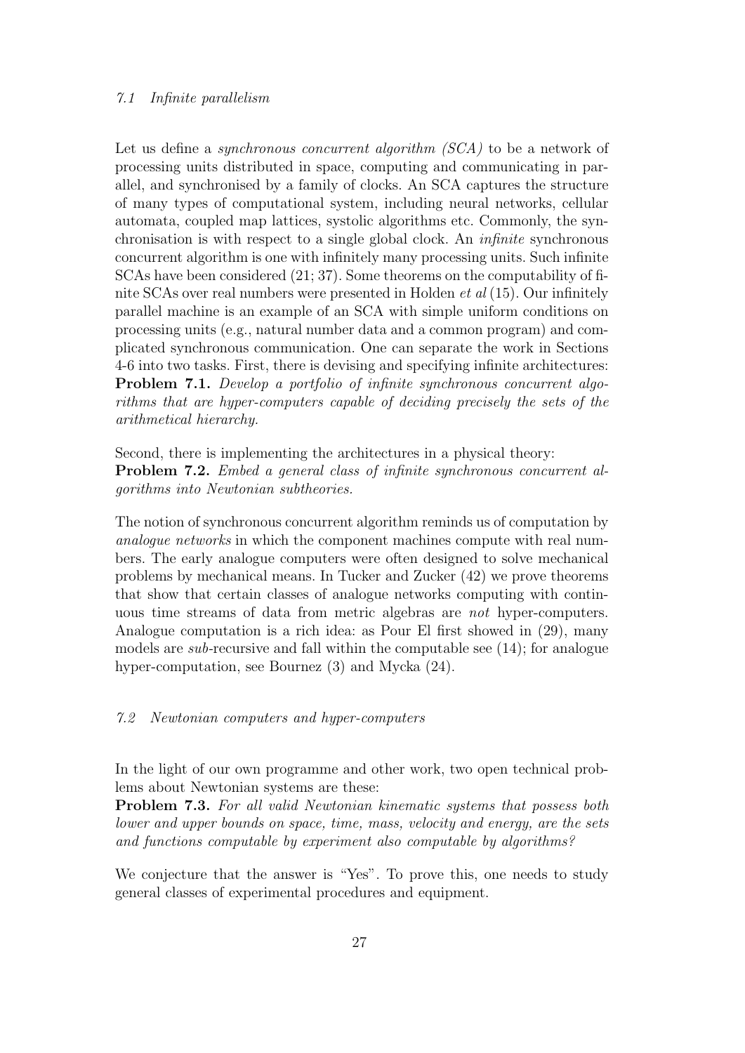### 7.1 Infinite parallelism

Let us define a *synchronous concurrent algorithm (SCA)* to be a network of processing units distributed in space, computing and communicating in parallel, and synchronised by a family of clocks. An SCA captures the structure of many types of computational system, including neural networks, cellular automata, coupled map lattices, systolic algorithms etc. Commonly, the synchronisation is with respect to a single global clock. An *infinite* synchronous concurrent algorithm is one with infinitely many processing units. Such infinite SCAs have been considered (21; 37). Some theorems on the computability of finite SCAs over real numbers were presented in Holden *et al* (15). Our infinitely parallel machine is an example of an SCA with simple uniform conditions on processing units (e.g., natural number data and a common program) and complicated synchronous communication. One can separate the work in Sections 4-6 into two tasks. First, there is devising and specifying infinite architectures:
**Problem 7.1.** *Develop a portfolio of infinite synchronous concurrent algorithms that are hyper-computers capable of deciding precisely the sets of the arithmetical hierarchy.*

Second, there is implementing the architectures in a physical theory:
**Problem 7.2.** *Embed a general class of infinite synchronous concurrent algorithms into Newtonian subtheories.*

The notion of synchronous concurrent algorithm reminds us of computation by *analogue networks* in which the component machines compute with real numbers. The early analogue computers were often designed to solve mechanical problems by mechanical means. In Tucker and Zucker (42) we prove theorems that show that certain classes of analogue networks computing with continuous time streams of data from metric algebras are *not* hyper-computers. Analogue computation is a rich idea: as Pour El first showed in (29), many models are *sub*-recursive and fall within the computable see (14); for analogue hyper-computation, see Bournez (3) and Mycka (24).

### 7.2 Newtonian computers and hyper-computers

In the light of our own programme and other work, two open technical problems about Newtonian systems are these:
**Problem 7.3.** *For all valid Newtonian kinematic systems that possess both lower and upper bounds on space, time, mass, velocity and energy, are the sets and functions computable by experiment also computable by algorithms?*

We conjecture that the answer is "Yes". To prove this, one needs to study general classes of experimental procedures and equipment.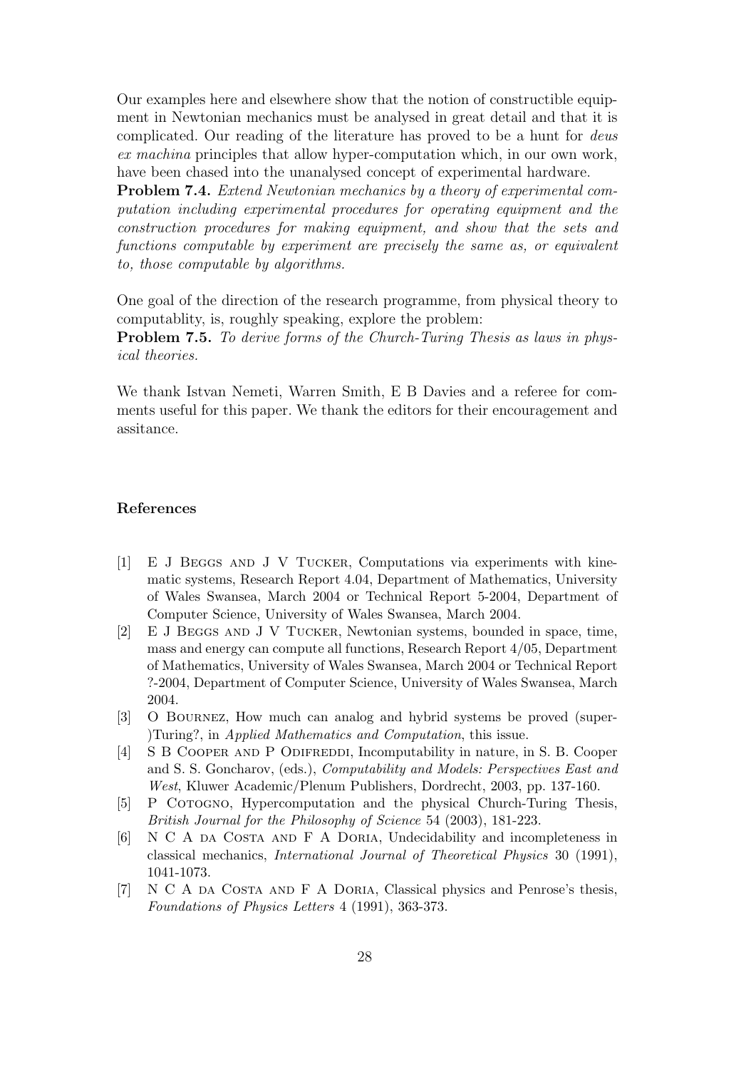Our examples here and elsewhere show that the notion of constructible equipment in Newtonian mechanics must be analysed in great detail and that it is complicated. Our reading of the literature has proved to be a hunt for *deus ex machina* principles that allow hyper-computation which, in our own work, have been chased into the unanalysed concept of experimental hardware.

**Problem 7.4.** *Extend Newtonian mechanics by a theory of experimental computation including experimental procedures for operating equipment and the construction procedures for making equipment, and show that the sets and functions computable by experiment are precisely the same as, or equivalent to, those computable by algorithms.*

One goal of the direction of the research programme, from physical theory to computablity, is, roughly speaking, explore the problem:

**Problem 7.5.** *To derive forms of the Church-Turing Thesis as laws in physical theories.*

We thank Istvan Nemeti, Warren Smith, E B Davies and a referee for comments useful for this paper. We thank the editors for their encouragement and assitance.

## References

[1] E J Beggs and J V Tucker, Computations via experiments with kinematic systems, Research Report 4.04, Department of Mathematics, University of Wales Swansea, March 2004 or Technical Report 5-2004, Department of Computer Science, University of Wales Swansea, March 2004.

[2] E J Beggs and J V Tucker, Newtonian systems, bounded in space, time, mass and energy can compute all functions, Research Report 4/05, Department of Mathematics, University of Wales Swansea, March 2004 or Technical Report ?-2004, Department of Computer Science, University of Wales Swansea, March 2004.

[3] O Bournez, How much can analog and hybrid systems be proved (super-)Turing?, in *Applied Mathematics and Computation*, this issue.

[4] S B Cooper and P Odifreddi, Incomputability in nature, in S. B. Cooper and S. S. Goncharov, (eds.), *Computability and Models: Perspectives East and West*, Kluwer Academic/Plenum Publishers, Dordrecht, 2003, pp. 137-160.

[5] P Cotogno, Hypercomputation and the physical Church-Turing Thesis, *British Journal for the Philosophy of Science* 54 (2003), 181-223.

[6] N C A da Costa and F A Doria, Undecidability and incompleteness in classical mechanics, *International Journal of Theoretical Physics* 30 (1991), 1041-1073.

[7] N C A da Costa and F A Doria, Classical physics and Penrose's thesis, *Foundations of Physics Letters* 4 (1991), 363-373.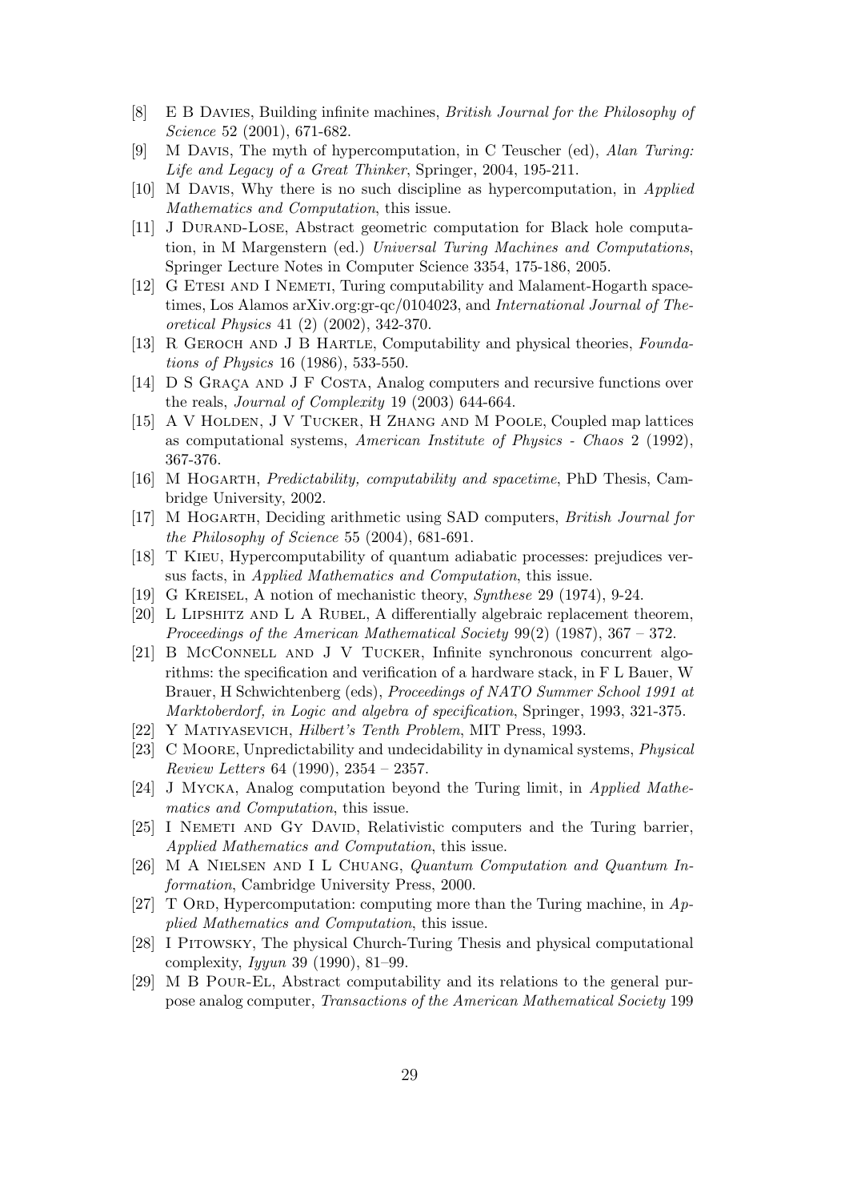- [8] E B Davies, Building infinite machines, *British Journal for the Philosophy of Science* 52 (2001), 671-682.
- [9] M Davis, The myth of hypercomputation, in C Teuscher (ed), *Alan Turing: Life and Legacy of a Great Thinker*, Springer, 2004, 195-211.
- [10] M Davis, Why there is no such discipline as hypercomputation, in *Applied Mathematics and Computation*, this issue.
- [11] J Durand-Lose, Abstract geometric computation for Black hole computation, in M Margenstern (ed.) *Universal Turing Machines and Computations*, Springer Lecture Notes in Computer Science 3354, 175-186, 2005.
- [12] G Etesi and I Nemeti, Turing computability and Malament-Hogarth spacetimes, Los Alamos arXiv.org:gr-qc/0104023, and *International Journal of Theoretical Physics* 41 (2) (2002), 342-370.
- [13] R Geroch and J B Hartle, Computability and physical theories, *Foundations of Physics* 16 (1986), 533-550.
- [14] D S Graça and J F Costa, Analog computers and recursive functions over the reals, *Journal of Complexity* 19 (2003) 644-664.
- [15] A V Holden, J V Tucker, H Zhang and M Poole, Coupled map lattices as computational systems, *American Institute of Physics - Chaos* 2 (1992), 367-376.
- [16] M Hogarth, *Predictability, computability and spacetime*, PhD Thesis, Cambridge University, 2002.
- [17] M Hogarth, Deciding arithmetic using SAD computers, *British Journal for the Philosophy of Science* 55 (2004), 681-691.
- [18] T Kieu, Hypercomputability of quantum adiabatic processes: prejudices versus facts, in *Applied Mathematics and Computation*, this issue.
- [19] G Kreisel, A notion of mechanistic theory, *Synthese* 29 (1974), 9-24.
- [20] L Lipshitz and L A Rubel, A differentially algebraic replacement theorem, *Proceedings of the American Mathematical Society* 99(2) (1987), 367 – 372.
- [21] B McConnell and J V Tucker, Infinite synchronous concurrent algorithms: the specification and verification of a hardware stack, in F L Bauer, W Brauer, H Schwichtenberg (eds), *Proceedings of NATO Summer School 1991 at Marktoberdorf, in Logic and algebra of specification*, Springer, 1993, 321-375.
- [22] Y Matiyasevich, *Hilbert's Tenth Problem*, MIT Press, 1993.
- [23] C Moore, Unpredictability and undecidability in dynamical systems, *Physical Review Letters* 64 (1990), 2354 – 2357.
- [24] J Mycka, Analog computation beyond the Turing limit, in *Applied Mathematics and Computation*, this issue.
- [25] I Nemeti and Gy David, Relativistic computers and the Turing barrier, *Applied Mathematics and Computation*, this issue.
- [26] M A Nielsen and I L Chuang, *Quantum Computation and Quantum Information*, Cambridge University Press, 2000.
- [27] T Ord, Hypercomputation: computing more than the Turing machine, in *Applied Mathematics and Computation*, this issue.
- [28] I Pitowsky, The physical Church-Turing Thesis and physical computational complexity, *Iyyun* 39 (1990), 81–99.
- [29] M B Pour-El, Abstract computability and its relations to the general purpose analog computer, *Transactions of the American Mathematical Society* 199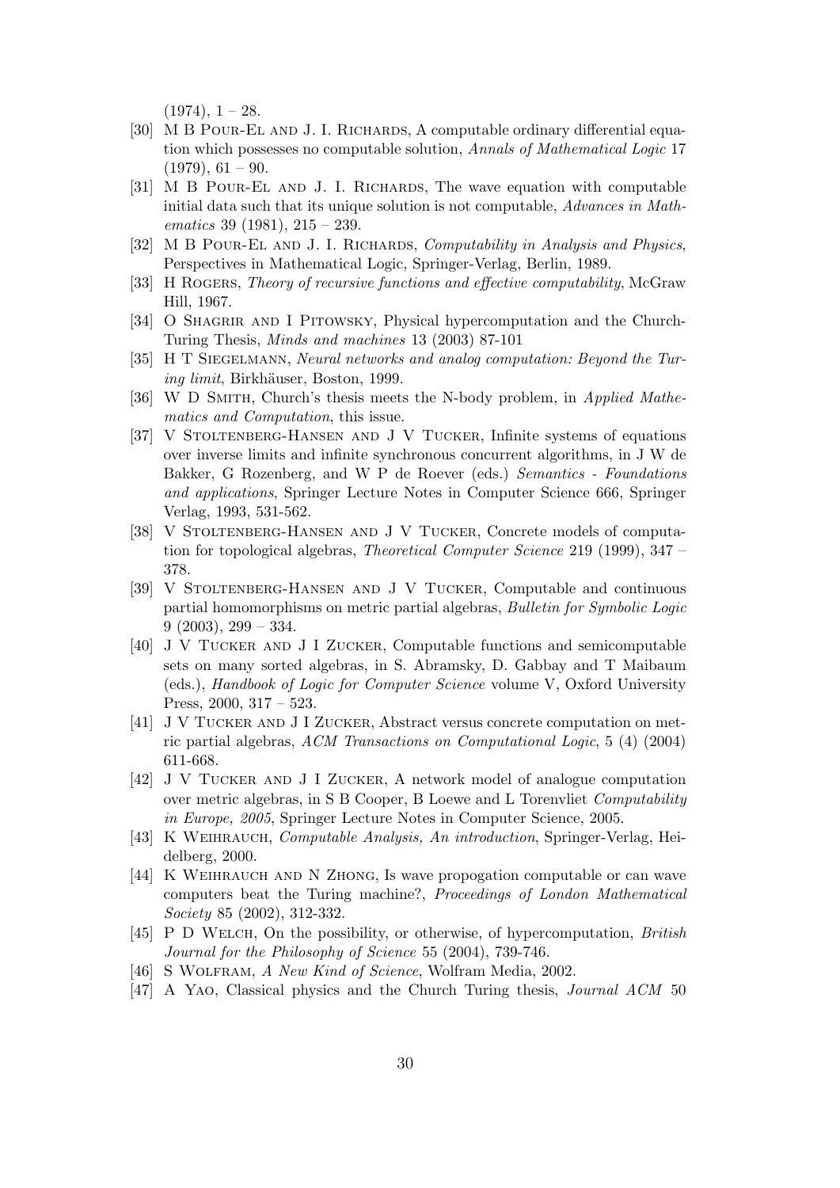(1974), 1 – 28.

[30] M B Pour-El and J. I. Richards, A computable ordinary differential equation which possesses no computable solution, *Annals of Mathematical Logic* 17 (1979), 61 – 90.

[31] M B Pour-El and J. I. Richards, The wave equation with computable initial data such that its unique solution is not computable, *Advances in Mathematics* 39 (1981), 215 – 239.

[32] M B Pour-El and J. I. Richards, *Computability in Analysis and Physics*, Perspectives in Mathematical Logic, Springer-Verlag, Berlin, 1989.

[33] H Rogers, *Theory of recursive functions and effective computability*, McGraw Hill, 1967.

[34] O Shagrir and I Pitowsky, Physical hypercomputation and the Church-Turing Thesis, *Minds and machines* 13 (2003) 87-101

[35] H T Siegelmann, *Neural networks and analog computation: Beyond the Turing limit*, Birkhäuser, Boston, 1999.

[36] W D Smith, Church's thesis meets the N-body problem, in *Applied Mathematics and Computation*, this issue.

[37] V Stoltenberg-Hansen and J V Tucker, Infinite systems of equations over inverse limits and infinite synchronous concurrent algorithms, in J W de Bakker, G Rozenberg, and W P de Roever (eds.) *Semantics - Foundations and applications*, Springer Lecture Notes in Computer Science 666, Springer Verlag, 1993, 531-562.

[38] V Stoltenberg-Hansen and J V Tucker, Concrete models of computation for topological algebras, *Theoretical Computer Science* 219 (1999), 347 – 378.

[39] V Stoltenberg-Hansen and J V Tucker, Computable and continuous partial homomorphisms on metric partial algebras, *Bulletin for Symbolic Logic* 9 (2003), 299 – 334.

[40] J V Tucker and J I Zucker, Computable functions and semicomputable sets on many sorted algebras, in S. Abramsky, D. Gabbay and T Maibaum (eds.), *Handbook of Logic for Computer Science* volume V, Oxford University Press, 2000, 317 – 523.

[41] J V Tucker and J I Zucker, Abstract versus concrete computation on metric partial algebras, *ACM Transactions on Computational Logic*, 5 (4) (2004) 611-668.

[42] J V Tucker and J I Zucker, A network model of analogue computation over metric algebras, in S B Cooper, B Loewe and L Torenvliet *Computability in Europe, 2005*, Springer Lecture Notes in Computer Science, 2005.

[43] K Weihrauch, *Computable Analysis, An introduction*, Springer-Verlag, Heidelberg, 2000.

[44] K Weihrauch and N Zhong, Is wave propogation computable or can wave computers beat the Turing machine?, *Proceedings of London Mathematical Society* 85 (2002), 312-332.

[45] P D Welch, On the possibility, or otherwise, of hypercomputation, *British Journal for the Philosophy of Science* 55 (2004), 739-746.

[46] S Wolfram, *A New Kind of Science*, Wolfram Media, 2002.

[47] A Yao, Classical physics and the Church Turing thesis, *Journal ACM* 50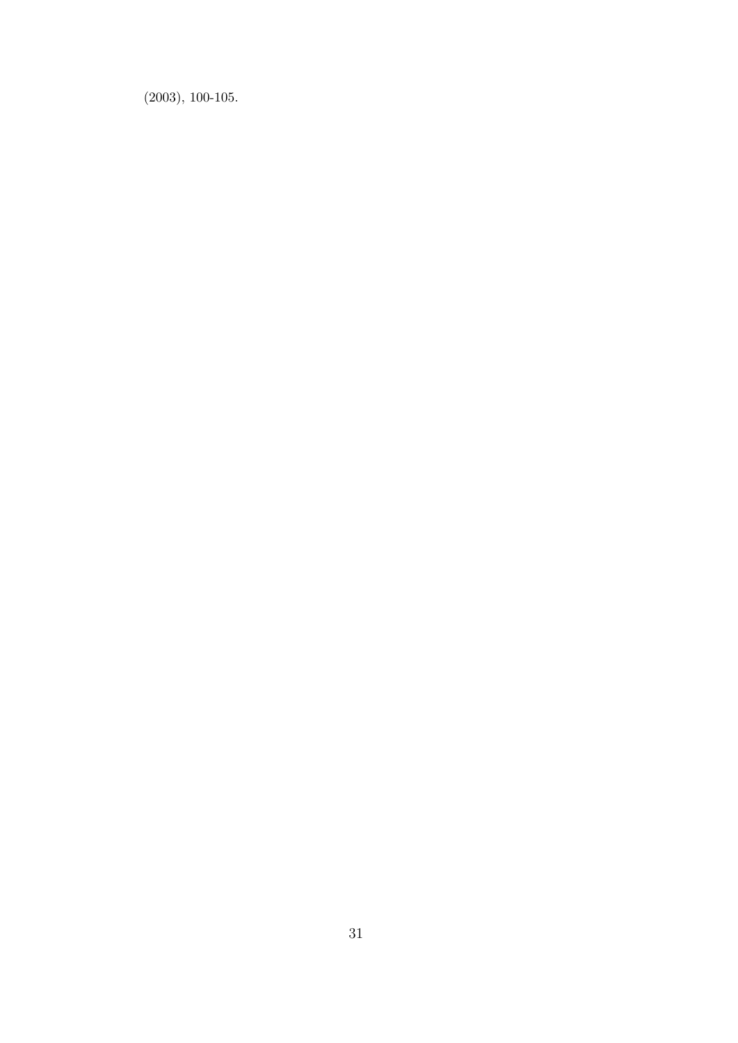(2003), 100-105.